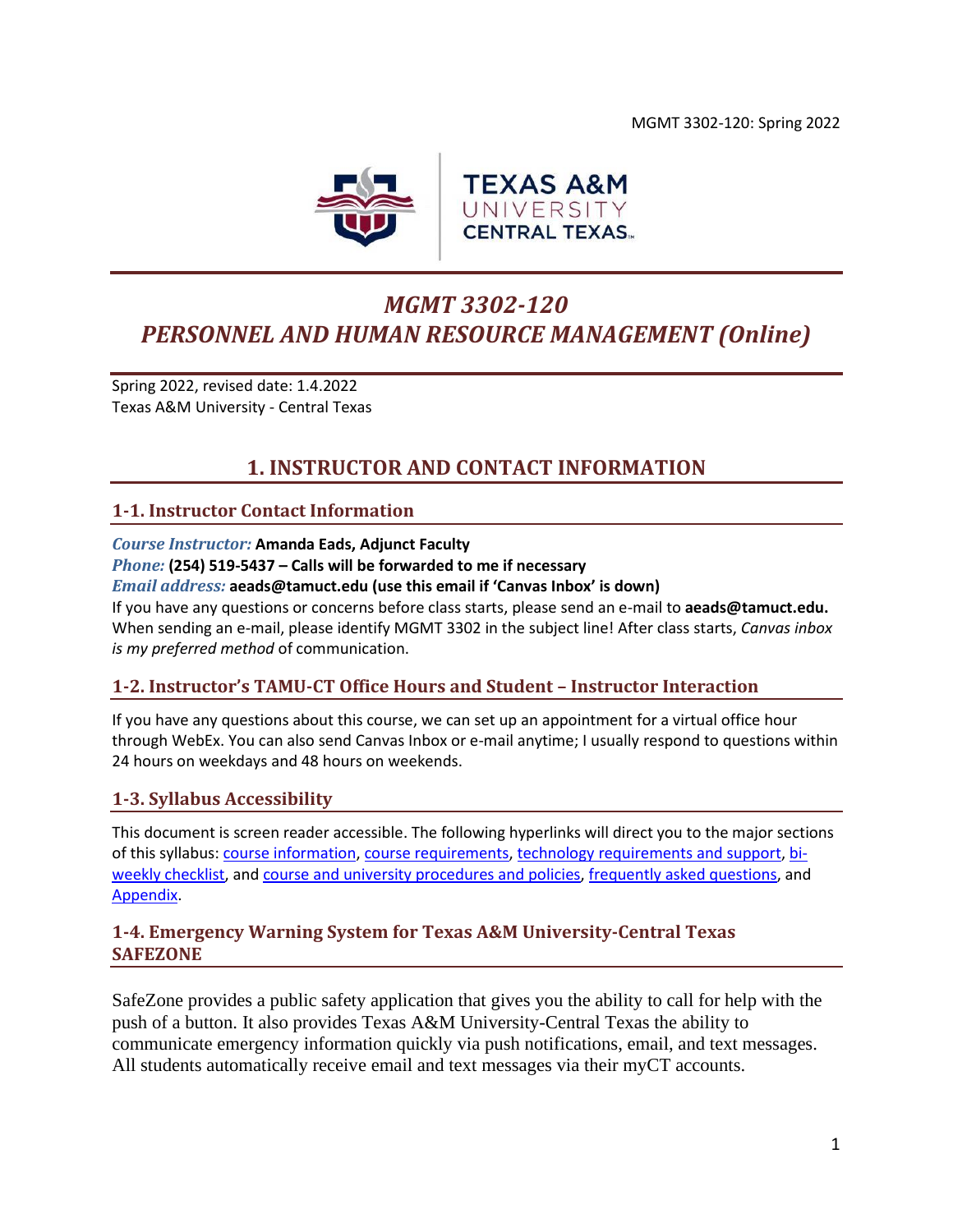MGMT 3302-120: Spring 2022

TEXAS A&M UNIVERSITY CENTRAL TEXAS

# *MGMT 3302-120*
# *PERSONNEL AND HUMAN RESOURCE MANAGEMENT (Online)*

Spring 2022, revised date: 1.4.2022
Texas A&M University - Central Texas

## 1. INSTRUCTOR AND CONTACT INFORMATION

### 1-1. Instructor Contact Information

*Course Instructor:* **Amanda Eads, Adjunct Faculty**
*Phone:* **(254) 519-5437 – Calls will be forwarded to me if necessary**
*Email address:* **aeads@tamuct.edu (use this email if 'Canvas Inbox' is down)**
If you have any questions or concerns before class starts, please send an e-mail to **aeads@tamuct.edu.** When sending an e-mail, please identify MGMT 3302 in the subject line! After class starts, *Canvas inbox is my preferred method* of communication.

### 1-2. Instructor's TAMU-CT Office Hours and Student – Instructor Interaction

If you have any questions about this course, we can set up an appointment for a virtual office hour through WebEx. You can also send Canvas Inbox or e-mail anytime; I usually respond to questions within 24 hours on weekdays and 48 hours on weekends.

### 1-3. Syllabus Accessibility

This document is screen reader accessible. The following hyperlinks will direct you to the major sections of this syllabus: course information, course requirements, technology requirements and support, bi-weekly checklist, and course and university procedures and policies, frequently asked questions, and Appendix.

### 1-4. Emergency Warning System for Texas A&M University-Central Texas SAFEZONE

SafeZone provides a public safety application that gives you the ability to call for help with the push of a button. It also provides Texas A&M University-Central Texas the ability to communicate emergency information quickly via push notifications, email, and text messages. All students automatically receive email and text messages via their myCT accounts.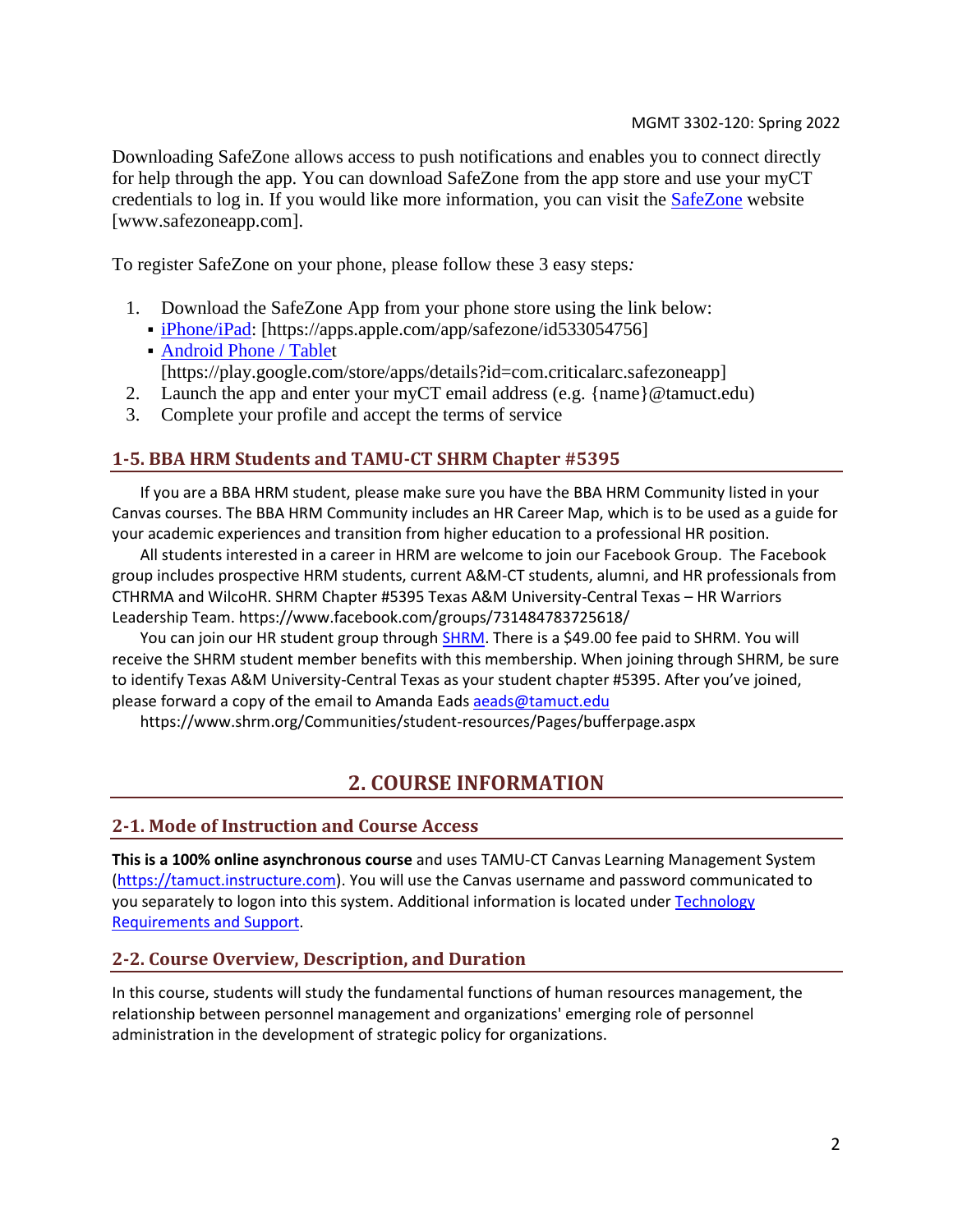Downloading SafeZone allows access to push notifications and enables you to connect directly for help through the app. You can download SafeZone from the app store and use your myCT credentials to log in. If you would like more information, you can visit the [SafeZone](www.safezoneapp.com) website [www.safezoneapp.com].

To register SafeZone on your phone, please follow these 3 easy steps*:*

1. Download the SafeZone App from your phone store using the link below:
   - [iPhone/iPad](https://apps.apple.com/app/safezone/id533054756): [https://apps.apple.com/app/safezone/id533054756]
   - [Android Phone / Tablet](https://play.google.com/store/apps/details?id=com.criticalarc.safezoneapp) [https://play.google.com/store/apps/details?id=com.criticalarc.safezoneapp]
2. Launch the app and enter your myCT email address (e.g. {name}@tamuct.edu)
3. Complete your profile and accept the terms of service

### 1-5. BBA HRM Students and TAMU-CT SHRM Chapter #5395

If you are a BBA HRM student, please make sure you have the BBA HRM Community listed in your Canvas courses. The BBA HRM Community includes an HR Career Map, which is to be used as a guide for your academic experiences and transition from higher education to a professional HR position.

All students interested in a career in HRM are welcome to join our Facebook Group. The Facebook group includes prospective HRM students, current A&M-CT students, alumni, and HR professionals from CTHRMA and WilcoHR. SHRM Chapter #5395 Texas A&M University-Central Texas – HR Warriors Leadership Team. https://www.facebook.com/groups/731484783725618/

You can join our HR student group through [SHRM](https://www.shrm.org/Communities/student-resources/Pages/bufferpage.aspx). There is a $49.00 fee paid to SHRM. You will receive the SHRM student member benefits with this membership. When joining through SHRM, be sure to identify Texas A&M University-Central Texas as your student chapter #5395. After you've joined, please forward a copy of the email to Amanda Eads [aeads@tamuct.edu](mailto:aeads@tamuct.edu)

https://www.shrm.org/Communities/student-resources/Pages/bufferpage.aspx

## 2. COURSE INFORMATION

### 2-1. Mode of Instruction and Course Access

**This is a 100% online asynchronous course** and uses TAMU-CT Canvas Learning Management System ([https://tamuct.instructure.com](https://tamuct.instructure.com)). You will use the Canvas username and password communicated to you separately to logon into this system. Additional information is located under [Technology Requirements and Support](#).

### 2-2. Course Overview, Description, and Duration

In this course, students will study the fundamental functions of human resources management, the relationship between personnel management and organizations' emerging role of personnel administration in the development of strategic policy for organizations.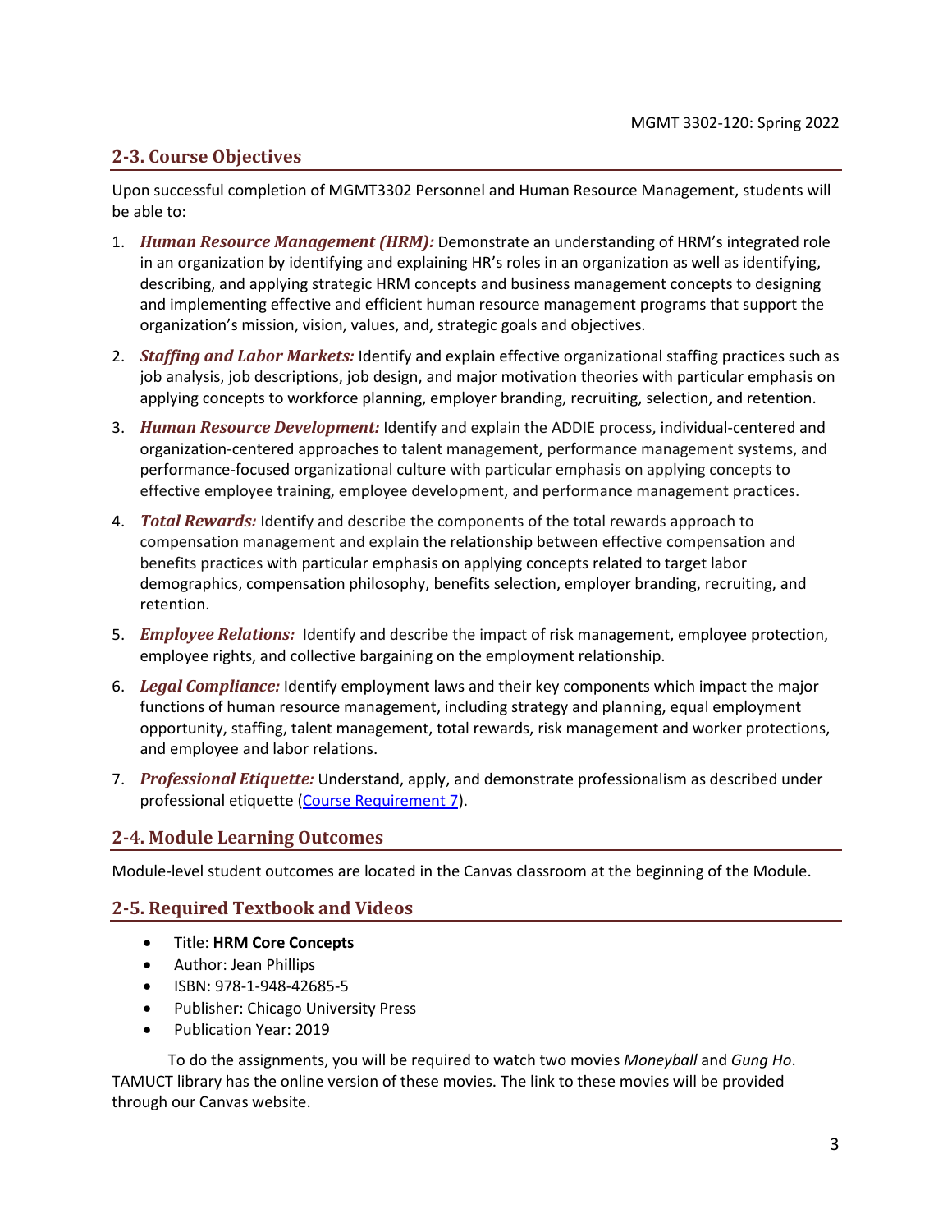## 2-3. Course Objectives

Upon successful completion of MGMT3302 Personnel and Human Resource Management, students will be able to:

1. ***Human Resource Management (HRM):*** Demonstrate an understanding of HRM's integrated role in an organization by identifying and explaining HR's roles in an organization as well as identifying, describing, and applying strategic HRM concepts and business management concepts to designing and implementing effective and efficient human resource management programs that support the organization's mission, vision, values, and, strategic goals and objectives.
2. ***Staffing and Labor Markets:*** Identify and explain effective organizational staffing practices such as job analysis, job descriptions, job design, and major motivation theories with particular emphasis on applying concepts to workforce planning, employer branding, recruiting, selection, and retention.
3. ***Human Resource Development:*** Identify and explain the ADDIE process, individual-centered and organization-centered approaches to talent management, performance management systems, and performance-focused organizational culture with particular emphasis on applying concepts to effective employee training, employee development, and performance management practices.
4. ***Total Rewards:*** Identify and describe the components of the total rewards approach to compensation management and explain the relationship between effective compensation and benefits practices with particular emphasis on applying concepts related to target labor demographics, compensation philosophy, benefits selection, employer branding, recruiting, and retention.
5. ***Employee Relations:*** Identify and describe the impact of risk management, employee protection, employee rights, and collective bargaining on the employment relationship.
6. ***Legal Compliance:*** Identify employment laws and their key components which impact the major functions of human resource management, including strategy and planning, equal employment opportunity, staffing, talent management, total rewards, risk management and worker protections, and employee and labor relations.
7. ***Professional Etiquette:*** Understand, apply, and demonstrate professionalism as described under professional etiquette (Course Requirement 7).

## 2-4. Module Learning Outcomes

Module-level student outcomes are located in the Canvas classroom at the beginning of the Module.

## 2-5. Required Textbook and Videos

- Title: **HRM Core Concepts**
- Author: Jean Phillips
- ISBN: 978-1-948-42685-5
- Publisher: Chicago University Press
- Publication Year: 2019

To do the assignments, you will be required to watch two movies *Moneyball* and *Gung Ho*. TAMUCT library has the online version of these movies. The link to these movies will be provided through our Canvas website.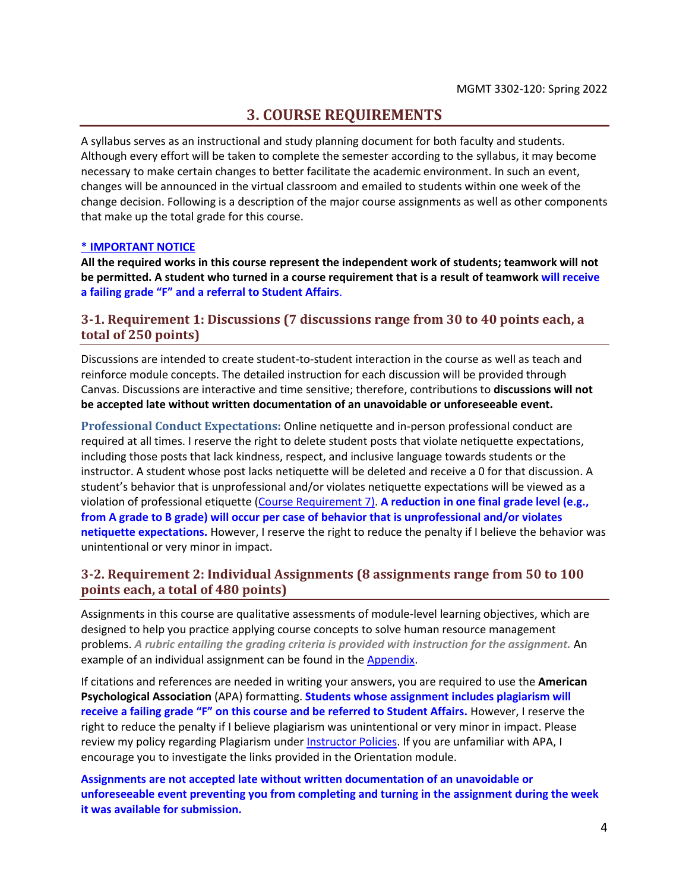# 3. COURSE REQUIREMENTS

A syllabus serves as an instructional and study planning document for both faculty and students. Although every effort will be taken to complete the semester according to the syllabus, it may become necessary to make certain changes to better facilitate the academic environment. In such an event, changes will be announced in the virtual classroom and emailed to students within one week of the change decision. Following is a description of the major course assignments as well as other components that make up the total grade for this course.

**\* IMPORTANT NOTICE**

**All the required works in this course represent the independent work of students; teamwork will not be permitted. A student who turned in a course requirement that is a result of teamwork will receive a failing grade "F" and a referral to Student Affairs.**

## 3-1. Requirement 1: Discussions (7 discussions range from 30 to 40 points each, a total of 250 points)

Discussions are intended to create student-to-student interaction in the course as well as teach and reinforce module concepts. The detailed instruction for each discussion will be provided through Canvas. Discussions are interactive and time sensitive; therefore, contributions to **discussions will not be accepted late without written documentation of an unavoidable or unforeseeable event.**

**Professional Conduct Expectations:** Online netiquette and in-person professional conduct are required at all times. I reserve the right to delete student posts that violate netiquette expectations, including those posts that lack kindness, respect, and inclusive language towards students or the instructor. A student whose post lacks netiquette will be deleted and receive a 0 for that discussion. A student's behavior that is unprofessional and/or violates netiquette expectations will be viewed as a violation of professional etiquette (Course Requirement 7). **A reduction in one final grade level (e.g., from A grade to B grade) will occur per case of behavior that is unprofessional and/or violates netiquette expectations.** However, I reserve the right to reduce the penalty if I believe the behavior was unintentional or very minor in impact.

## 3-2. Requirement 2: Individual Assignments (8 assignments range from 50 to 100 points each, a total of 480 points)

Assignments in this course are qualitative assessments of module-level learning objectives, which are designed to help you practice applying course concepts to solve human resource management problems. ***A rubric entailing the grading criteria is provided with instruction for the assignment.*** An example of an individual assignment can be found in the Appendix.

If citations and references are needed in writing your answers, you are required to use the **American Psychological Association** (APA) formatting. **Students whose assignment includes plagiarism will receive a failing grade "F" on this course and be referred to Student Affairs.** However, I reserve the right to reduce the penalty if I believe plagiarism was unintentional or very minor in impact. Please review my policy regarding Plagiarism under Instructor Policies. If you are unfamiliar with APA, I encourage you to investigate the links provided in the Orientation module.

**Assignments are not accepted late without written documentation of an unavoidable or unforeseeable event preventing you from completing and turning in the assignment during the week it was available for submission.**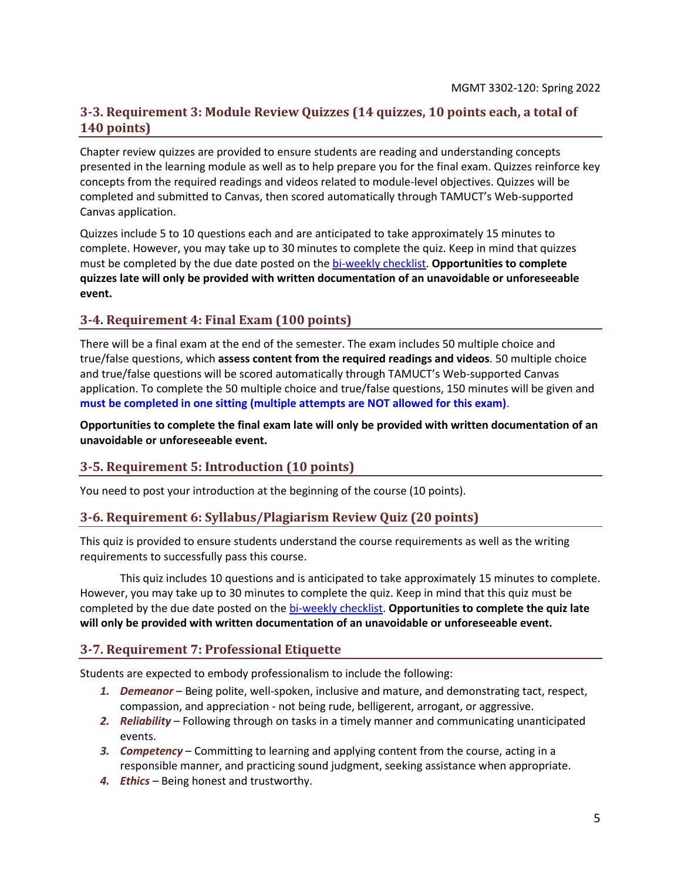### 3-3. Requirement 3: Module Review Quizzes (14 quizzes, 10 points each, a total of 140 points)

Chapter review quizzes are provided to ensure students are reading and understanding concepts presented in the learning module as well as to help prepare you for the final exam. Quizzes reinforce key concepts from the required readings and videos related to module-level objectives. Quizzes will be completed and submitted to Canvas, then scored automatically through TAMUCT's Web-supported Canvas application.

Quizzes include 5 to 10 questions each and are anticipated to take approximately 15 minutes to complete. However, you may take up to 30 minutes to complete the quiz. Keep in mind that quizzes must be completed by the due date posted on the bi-weekly checklist. **Opportunities to complete quizzes late will only be provided with written documentation of an unavoidable or unforeseeable event.**

### 3-4. Requirement 4: Final Exam (100 points)

There will be a final exam at the end of the semester. The exam includes 50 multiple choice and true/false questions, which **assess content from the required readings and videos**. 50 multiple choice and true/false questions will be scored automatically through TAMUCT's Web-supported Canvas application. To complete the 50 multiple choice and true/false questions, 150 minutes will be given and **must be completed in one sitting (multiple attempts are NOT allowed for this exam)**.

**Opportunities to complete the final exam late will only be provided with written documentation of an unavoidable or unforeseeable event.**

### 3-5. Requirement 5: Introduction (10 points)

You need to post your introduction at the beginning of the course (10 points).

### 3-6. Requirement 6: Syllabus/Plagiarism Review Quiz (20 points)

This quiz is provided to ensure students understand the course requirements as well as the writing requirements to successfully pass this course.

This quiz includes 10 questions and is anticipated to take approximately 15 minutes to complete. However, you may take up to 30 minutes to complete the quiz. Keep in mind that this quiz must be completed by the due date posted on the bi-weekly checklist. **Opportunities to complete the quiz late will only be provided with written documentation of an unavoidable or unforeseeable event.**

### 3-7. Requirement 7: Professional Etiquette

Students are expected to embody professionalism to include the following:

1. ***Demeanor*** – Being polite, well-spoken, inclusive and mature, and demonstrating tact, respect, compassion, and appreciation - not being rude, belligerent, arrogant, or aggressive.
2. ***Reliability*** – Following through on tasks in a timely manner and communicating unanticipated events.
3. ***Competency*** – Committing to learning and applying content from the course, acting in a responsible manner, and practicing sound judgment, seeking assistance when appropriate.
4. ***Ethics*** – Being honest and trustworthy.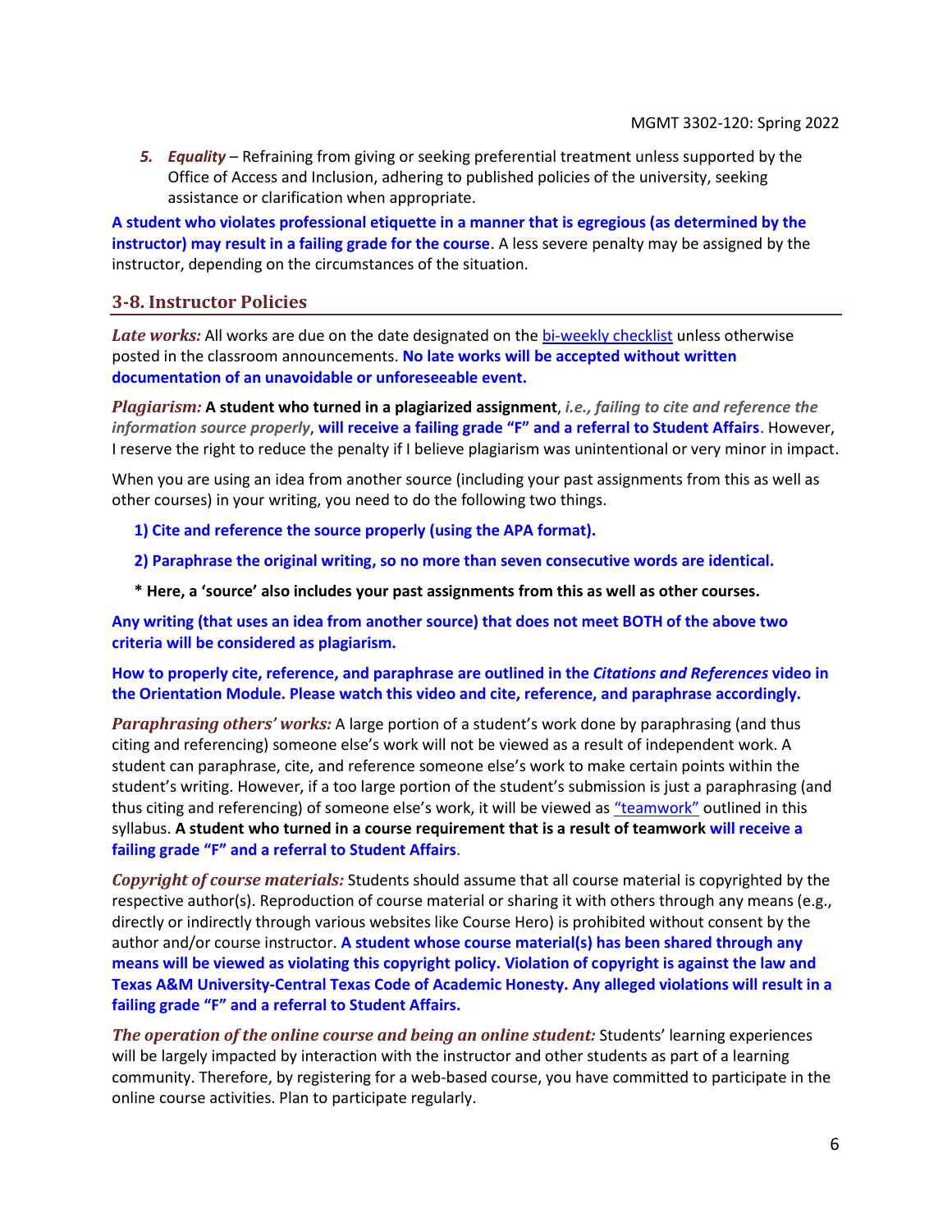5. ***Equality*** – Refraining from giving or seeking preferential treatment unless supported by the Office of Access and Inclusion, adhering to published policies of the university, seeking assistance or clarification when appropriate.

**A student who violates professional etiquette in a manner that is egregious (as determined by the instructor) may result in a failing grade for the course**. A less severe penalty may be assigned by the instructor, depending on the circumstances of the situation.

## 3-8. Instructor Policies

***Late works:*** All works are due on the date designated on the bi-weekly checklist unless otherwise posted in the classroom announcements. **No late works will be accepted without written documentation of an unavoidable or unforeseeable event.**

***Plagiarism:*** **A student who turned in a plagiarized assignment**, ***i.e., failing to cite and reference the information source properly***, **will receive a failing grade "F" and a referral to Student Affairs**. However, I reserve the right to reduce the penalty if I believe plagiarism was unintentional or very minor in impact.

When you are using an idea from another source (including your past assignments from this as well as other courses) in your writing, you need to do the following two things.

**1) Cite and reference the source properly (using the APA format).**

**2) Paraphrase the original writing, so no more than seven consecutive words are identical.**

**\* Here, a 'source' also includes your past assignments from this as well as other courses.**

**Any writing (that uses an idea from another source) that does not meet BOTH of the above two criteria will be considered as plagiarism.**

**How to properly cite, reference, and paraphrase are outlined in the *Citations and References* video in the Orientation Module. Please watch this video and cite, reference, and paraphrase accordingly.**

***Paraphrasing others' works:*** A large portion of a student's work done by paraphrasing (and thus citing and referencing) someone else's work will not be viewed as a result of independent work. A student can paraphrase, cite, and reference someone else's work to make certain points within the student's writing. However, if a too large portion of the student's submission is just a paraphrasing (and thus citing and referencing) of someone else's work, it will be viewed as "teamwork" outlined in this syllabus. **A student who turned in a course requirement that is a result of teamwork will receive a failing grade "F" and a referral to Student Affairs**.

***Copyright of course materials:*** Students should assume that all course material is copyrighted by the respective author(s). Reproduction of course material or sharing it with others through any means (e.g., directly or indirectly through various websites like Course Hero) is prohibited without consent by the author and/or course instructor. **A student whose course material(s) has been shared through any means will be viewed as violating this copyright policy. Violation of copyright is against the law and Texas A&M University-Central Texas Code of Academic Honesty. Any alleged violations will result in a failing grade "F" and a referral to Student Affairs.**

***The operation of the online course and being an online student:*** Students' learning experiences will be largely impacted by interaction with the instructor and other students as part of a learning community. Therefore, by registering for a web-based course, you have committed to participate in the online course activities. Plan to participate regularly.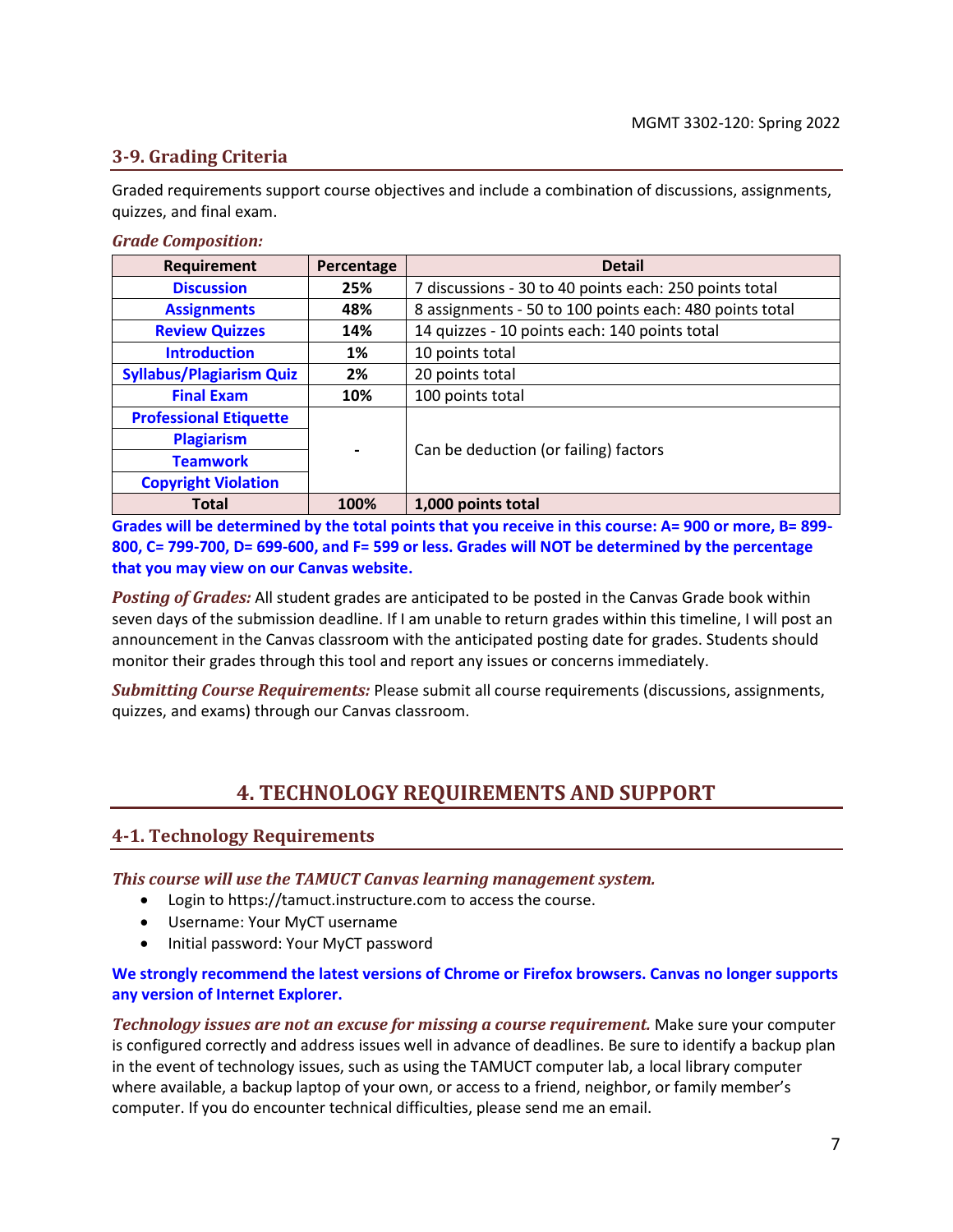## 3-9. Grading Criteria

Graded requirements support course objectives and include a combination of discussions, assignments, quizzes, and final exam.

***Grade Composition:***

| Requirement | Percentage | Detail |
|---|---|---|
| **Discussion** | **25%** | 7 discussions - 30 to 40 points each: 250 points total |
| **Assignments** | **48%** | 8 assignments - 50 to 100 points each: 480 points total |
| **Review Quizzes** | **14%** | 14 quizzes - 10 points each: 140 points total |
| **Introduction** | **1%** | 10 points total |
| **Syllabus/Plagiarism Quiz** | **2%** | 20 points total |
| **Final Exam** | **10%** | 100 points total |
| **Professional Etiquette** | - | Can be deduction (or failing) factors |
| **Plagiarism** | | |
| **Teamwork** | | |
| **Copyright Violation** | | |
| **Total** | **100%** | **1,000 points total** |

**Grades will be determined by the total points that you receive in this course: A= 900 or more, B= 899-800, C= 799-700, D= 699-600, and F= 599 or less. Grades will NOT be determined by the percentage that you may view on our Canvas website.**

***Posting of Grades:*** All student grades are anticipated to be posted in the Canvas Grade book within seven days of the submission deadline. If I am unable to return grades within this timeline, I will post an announcement in the Canvas classroom with the anticipated posting date for grades. Students should monitor their grades through this tool and report any issues or concerns immediately.

***Submitting Course Requirements:*** Please submit all course requirements (discussions, assignments, quizzes, and exams) through our Canvas classroom.

# 4. TECHNOLOGY REQUIREMENTS AND SUPPORT

## 4-1. Technology Requirements

***This course will use the TAMUCT Canvas learning management system.***

- Login to https://tamuct.instructure.com to access the course.
- Username: Your MyCT username
- Initial password: Your MyCT password

**We strongly recommend the latest versions of Chrome or Firefox browsers. Canvas no longer supports any version of Internet Explorer.**

***Technology issues are not an excuse for missing a course requirement.*** Make sure your computer is configured correctly and address issues well in advance of deadlines. Be sure to identify a backup plan in the event of technology issues, such as using the TAMUCT computer lab, a local library computer where available, a backup laptop of your own, or access to a friend, neighbor, or family member's computer. If you do encounter technical difficulties, please send me an email.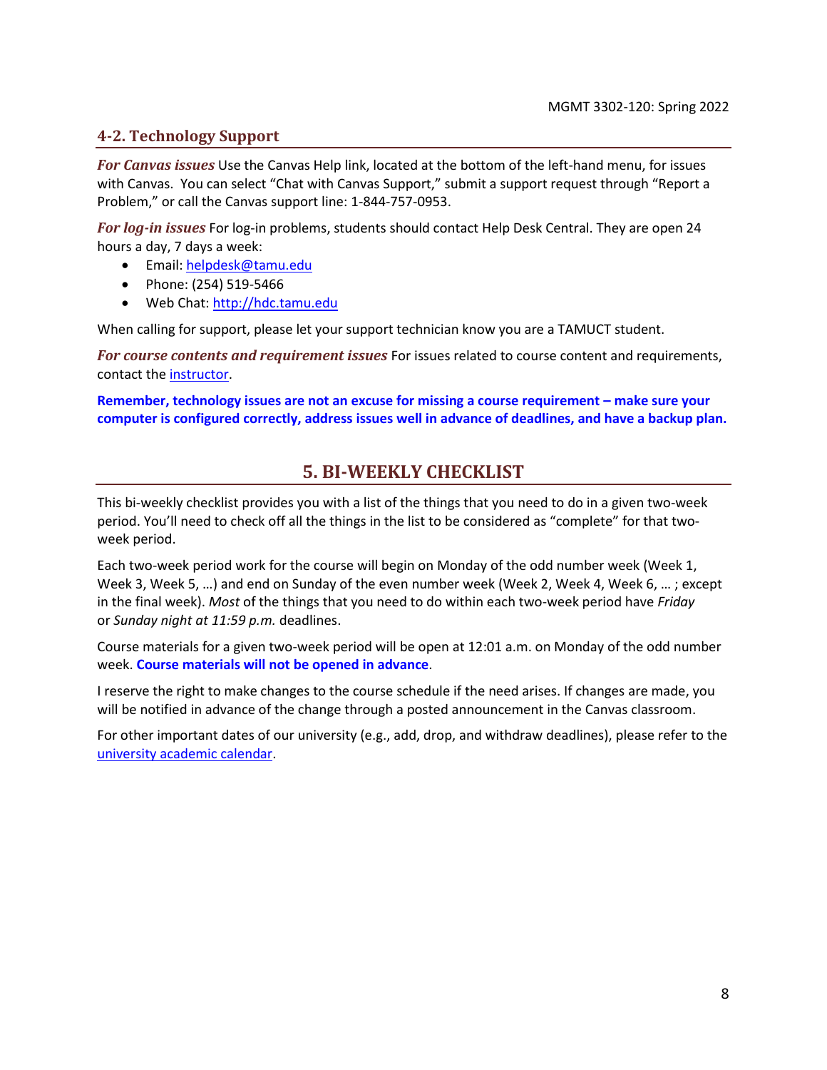### 4-2. Technology Support

***For Canvas issues*** Use the Canvas Help link, located at the bottom of the left-hand menu, for issues with Canvas. You can select "Chat with Canvas Support," submit a support request through "Report a Problem," or call the Canvas support line: 1-844-757-0953.

***For log-in issues*** For log-in problems, students should contact Help Desk Central. They are open 24 hours a day, 7 days a week:

- Email: helpdesk@tamu.edu
- Phone: (254) 519-5466
- Web Chat: http://hdc.tamu.edu

When calling for support, please let your support technician know you are a TAMUCT student.

***For course contents and requirement issues*** For issues related to course content and requirements, contact the instructor.

**Remember, technology issues are not an excuse for missing a course requirement – make sure your computer is configured correctly, address issues well in advance of deadlines, and have a backup plan.**

## 5. BI-WEEKLY CHECKLIST

This bi-weekly checklist provides you with a list of the things that you need to do in a given two-week period. You'll need to check off all the things in the list to be considered as "complete" for that two-week period.

Each two-week period work for the course will begin on Monday of the odd number week (Week 1, Week 3, Week 5, …) and end on Sunday of the even number week (Week 2, Week 4, Week 6, … ; except in the final week). *Most* of the things that you need to do within each two-week period have *Friday* or *Sunday night at 11:59 p.m.* deadlines.

Course materials for a given two-week period will be open at 12:01 a.m. on Monday of the odd number week. **Course materials will not be opened in advance**.

I reserve the right to make changes to the course schedule if the need arises. If changes are made, you will be notified in advance of the change through a posted announcement in the Canvas classroom.

For other important dates of our university (e.g., add, drop, and withdraw deadlines), please refer to the university academic calendar.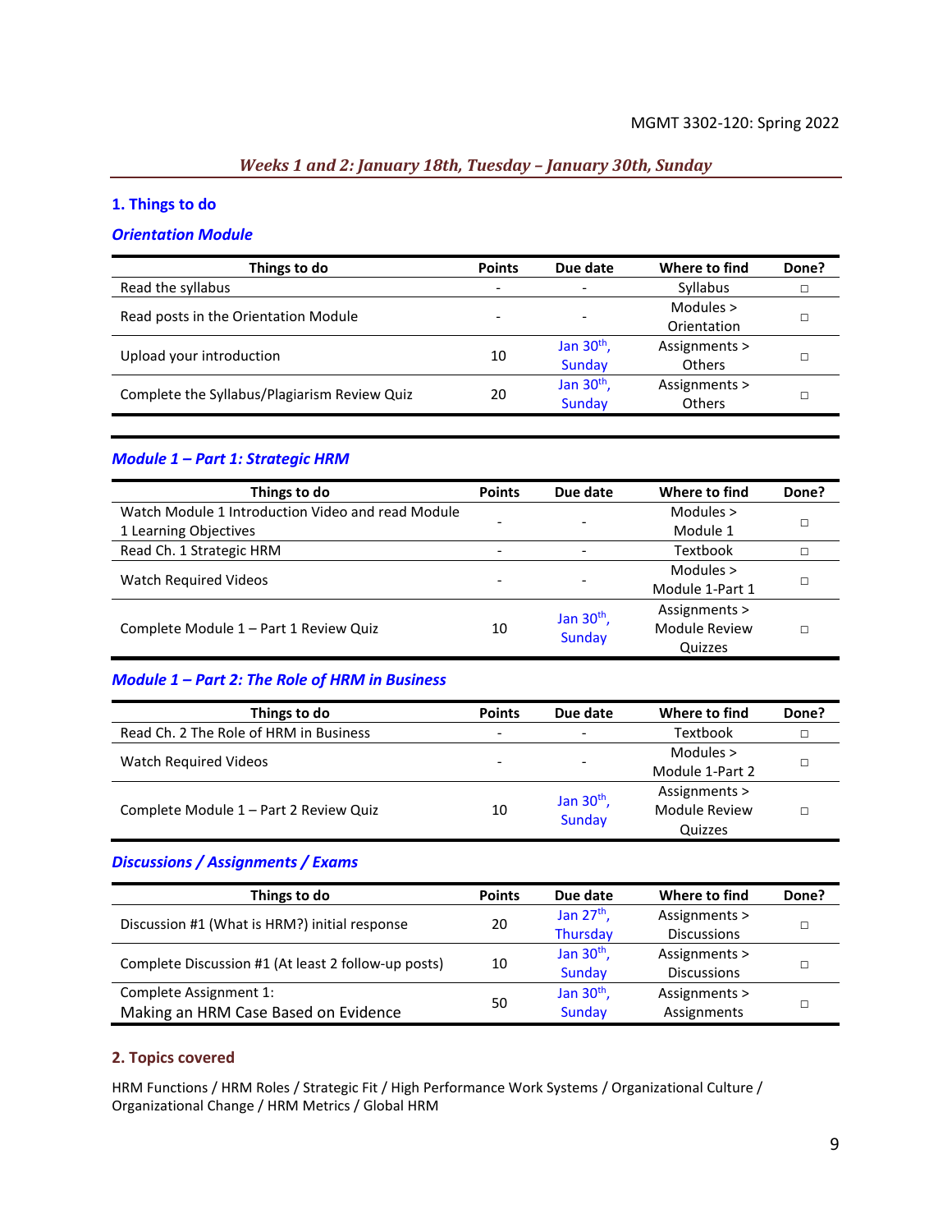*Weeks 1 and 2: January 18th, Tuesday – January 30th, Sunday*

## 1. Things to do

### *Orientation Module*

| Things to do | Points | Due date | Where to find | Done? |
|---|---|---|---|---|
| Read the syllabus | - | - | Syllabus | □ |
| Read posts in the Orientation Module | - | - | Modules > Orientation | □ |
| Upload your introduction | 10 | Jan 30th, Sunday | Assignments > Others | □ |
| Complete the Syllabus/Plagiarism Review Quiz | 20 | Jan 30th, Sunday | Assignments > Others | □ |

### *Module 1 – Part 1: Strategic HRM*

| Things to do | Points | Due date | Where to find | Done? |
|---|---|---|---|---|
| Watch Module 1 Introduction Video and read Module 1 Learning Objectives | - | - | Modules > Module 1 | □ |
| Read Ch. 1 Strategic HRM | - | - | Textbook | □ |
| Watch Required Videos | - | - | Modules > Module 1-Part 1 | □ |
| Complete Module 1 – Part 1 Review Quiz | 10 | Jan 30th, Sunday | Assignments > Module Review Quizzes | □ |

### *Module 1 – Part 2: The Role of HRM in Business*

| Things to do | Points | Due date | Where to find | Done? |
|---|---|---|---|---|
| Read Ch. 2 The Role of HRM in Business | - | - | Textbook | □ |
| Watch Required Videos | - | - | Modules > Module 1-Part 2 | □ |
| Complete Module 1 – Part 2 Review Quiz | 10 | Jan 30th, Sunday | Assignments > Module Review Quizzes | □ |

### *Discussions / Assignments / Exams*

| Things to do | Points | Due date | Where to find | Done? |
|---|---|---|---|---|
| Discussion #1 (What is HRM?) initial response | 20 | Jan 27th, Thursday | Assignments > Discussions | □ |
| Complete Discussion #1 (At least 2 follow-up posts) | 10 | Jan 30th, Sunday | Assignments > Discussions | □ |
| Complete Assignment 1: Making an HRM Case Based on Evidence | 50 | Jan 30th, Sunday | Assignments > Assignments | □ |

## 2. Topics covered

HRM Functions / HRM Roles / Strategic Fit / High Performance Work Systems / Organizational Culture / Organizational Change / HRM Metrics / Global HRM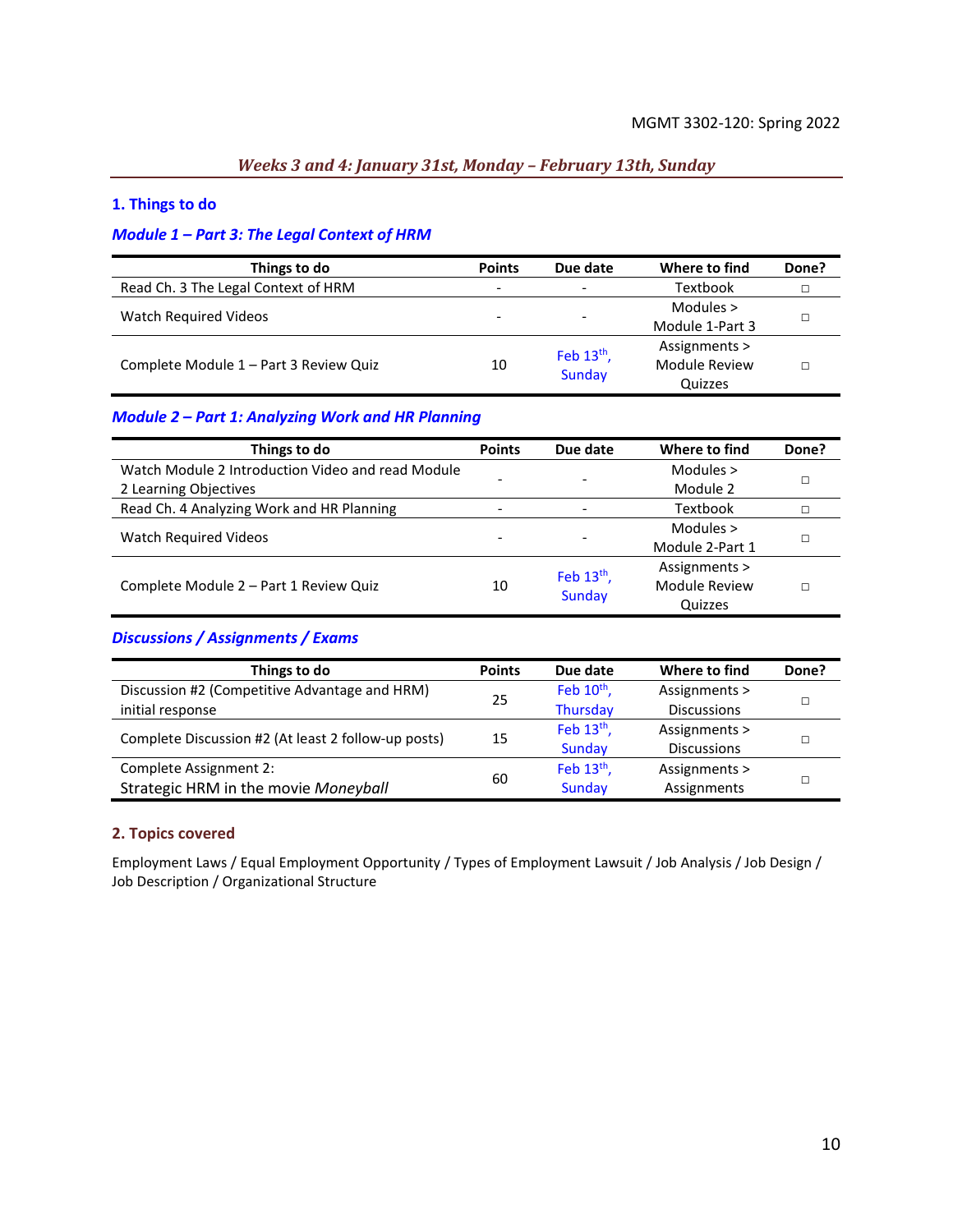### *Weeks 3 and 4: January 31st, Monday – February 13th, Sunday*

## 1. Things to do

### *Module 1 – Part 3: The Legal Context of HRM*

| Things to do | Points | Due date | Where to find | Done? |
|---|---|---|---|---|
| Read Ch. 3 The Legal Context of HRM | - | - | Textbook | □ |
| Watch Required Videos | - | - | Modules > Module 1-Part 3 | □ |
| Complete Module 1 – Part 3 Review Quiz | 10 | Feb 13th, Sunday | Assignments > Module Review Quizzes | □ |

### *Module 2 – Part 1: Analyzing Work and HR Planning*

| Things to do | Points | Due date | Where to find | Done? |
|---|---|---|---|---|
| Watch Module 2 Introduction Video and read Module 2 Learning Objectives | - | - | Modules > Module 2 | □ |
| Read Ch. 4 Analyzing Work and HR Planning | - | - | Textbook | □ |
| Watch Required Videos | - | - | Modules > Module 2-Part 1 | □ |
| Complete Module 2 – Part 1 Review Quiz | 10 | Feb 13th, Sunday | Assignments > Module Review Quizzes | □ |

### *Discussions / Assignments / Exams*

| Things to do | Points | Due date | Where to find | Done? |
|---|---|---|---|---|
| Discussion #2 (Competitive Advantage and HRM) initial response | 25 | Feb 10th, Thursday | Assignments > Discussions | □ |
| Complete Discussion #2 (At least 2 follow-up posts) | 15 | Feb 13th, Sunday | Assignments > Discussions | □ |
| Complete Assignment 2: Strategic HRM in the movie *Moneyball* | 60 | Feb 13th, Sunday | Assignments > Assignments | □ |

## 2. Topics covered

Employment Laws / Equal Employment Opportunity / Types of Employment Lawsuit / Job Analysis / Job Design / Job Description / Organizational Structure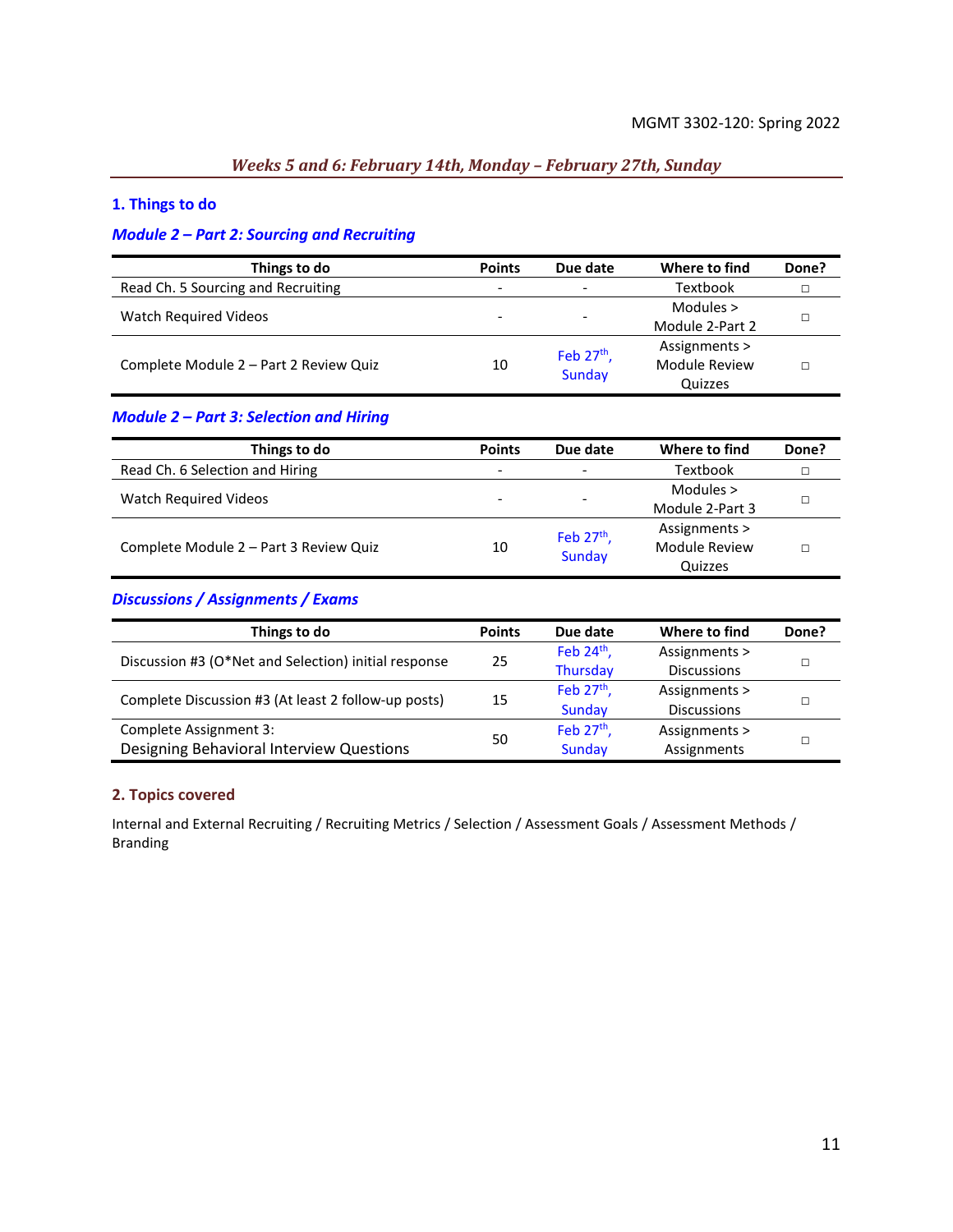*Weeks 5 and 6: February 14th, Monday – February 27th, Sunday*

## 1. Things to do

### *Module 2 – Part 2: Sourcing and Recruiting*

| Things to do | Points | Due date | Where to find | Done? |
|---|---|---|---|---|
| Read Ch. 5 Sourcing and Recruiting | - | - | Textbook | □ |
| Watch Required Videos | - | - | Modules > Module 2-Part 2 | □ |
| Complete Module 2 – Part 2 Review Quiz | 10 | Feb 27th, Sunday | Assignments > Module Review Quizzes | □ |

### *Module 2 – Part 3: Selection and Hiring*

| Things to do | Points | Due date | Where to find | Done? |
|---|---|---|---|---|
| Read Ch. 6 Selection and Hiring | - | - | Textbook | □ |
| Watch Required Videos | - | - | Modules > Module 2-Part 3 | □ |
| Complete Module 2 – Part 3 Review Quiz | 10 | Feb 27th, Sunday | Assignments > Module Review Quizzes | □ |

### *Discussions / Assignments / Exams*

| Things to do | Points | Due date | Where to find | Done? |
|---|---|---|---|---|
| Discussion #3 (O*Net and Selection) initial response | 25 | Feb 24th, Thursday | Assignments > Discussions | □ |
| Complete Discussion #3 (At least 2 follow-up posts) | 15 | Feb 27th, Sunday | Assignments > Discussions | □ |
| Complete Assignment 3: Designing Behavioral Interview Questions | 50 | Feb 27th, Sunday | Assignments > Assignments | □ |

## 2. Topics covered

Internal and External Recruiting / Recruiting Metrics / Selection / Assessment Goals / Assessment Methods / Branding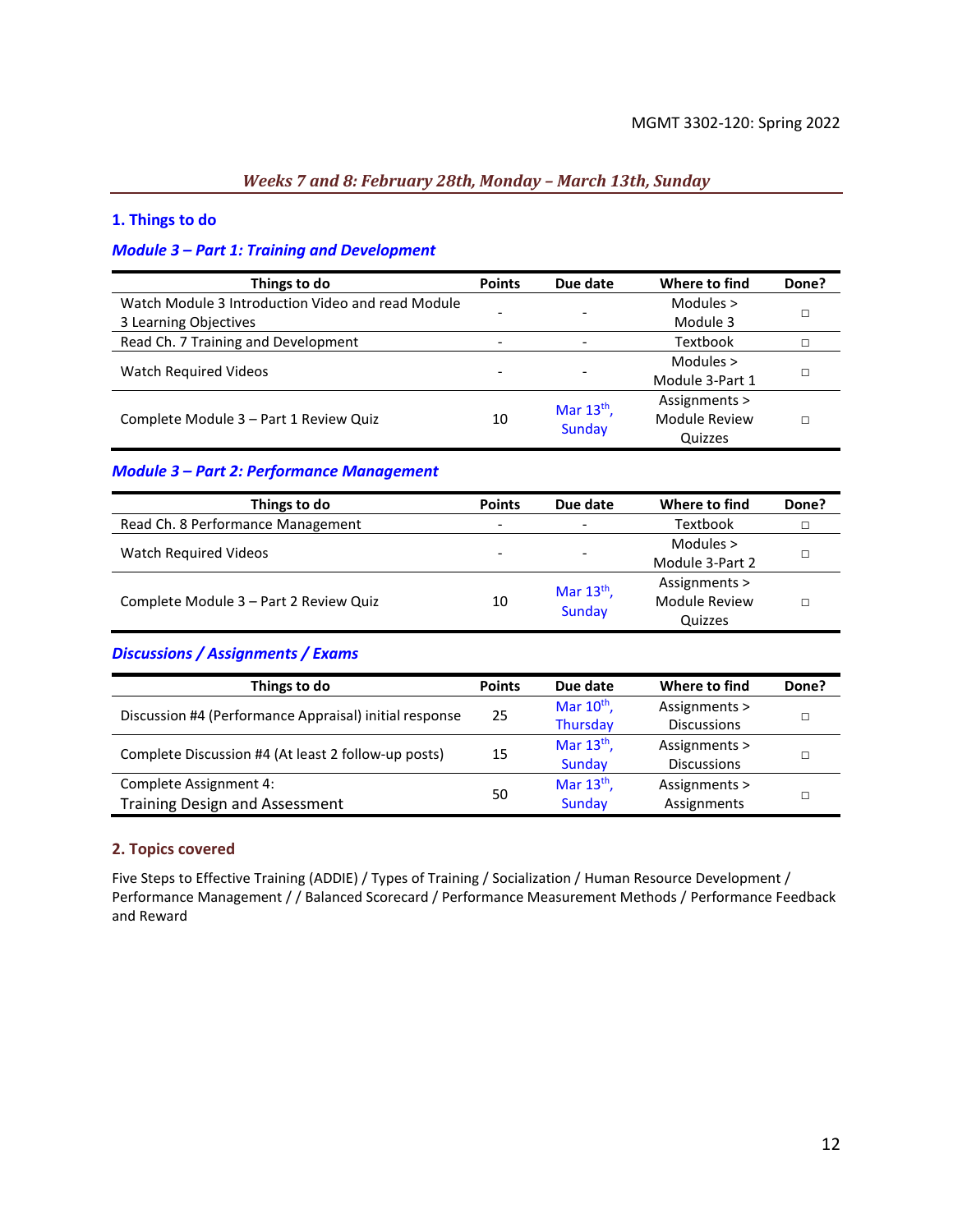### *Weeks 7 and 8: February 28th, Monday – March 13th, Sunday*

## 1. Things to do

### *Module 3 – Part 1: Training and Development*

| Things to do | Points | Due date | Where to find | Done? |
|---|---|---|---|---|
| Watch Module 3 Introduction Video and read Module 3 Learning Objectives | - | - | Modules > Module 3 | □ |
| Read Ch. 7 Training and Development | - | - | Textbook | □ |
| Watch Required Videos | - | - | Modules > Module 3-Part 1 | □ |
| Complete Module 3 – Part 1 Review Quiz | 10 | Mar 13th, Sunday | Assignments > Module Review Quizzes | □ |

### *Module 3 – Part 2: Performance Management*

| Things to do | Points | Due date | Where to find | Done? |
|---|---|---|---|---|
| Read Ch. 8 Performance Management | - | - | Textbook | □ |
| Watch Required Videos | - | - | Modules > Module 3-Part 2 | □ |
| Complete Module 3 – Part 2 Review Quiz | 10 | Mar 13th, Sunday | Assignments > Module Review Quizzes | □ |

### *Discussions / Assignments / Exams*

| Things to do | Points | Due date | Where to find | Done? |
|---|---|---|---|---|
| Discussion #4 (Performance Appraisal) initial response | 25 | Mar 10th, Thursday | Assignments > Discussions | □ |
| Complete Discussion #4 (At least 2 follow-up posts) | 15 | Mar 13th, Sunday | Assignments > Discussions | □ |
| Complete Assignment 4: Training Design and Assessment | 50 | Mar 13th, Sunday | Assignments > Assignments | □ |

## 2. Topics covered

Five Steps to Effective Training (ADDIE) / Types of Training / Socialization / Human Resource Development / Performance Management / / Balanced Scorecard / Performance Measurement Methods / Performance Feedback and Reward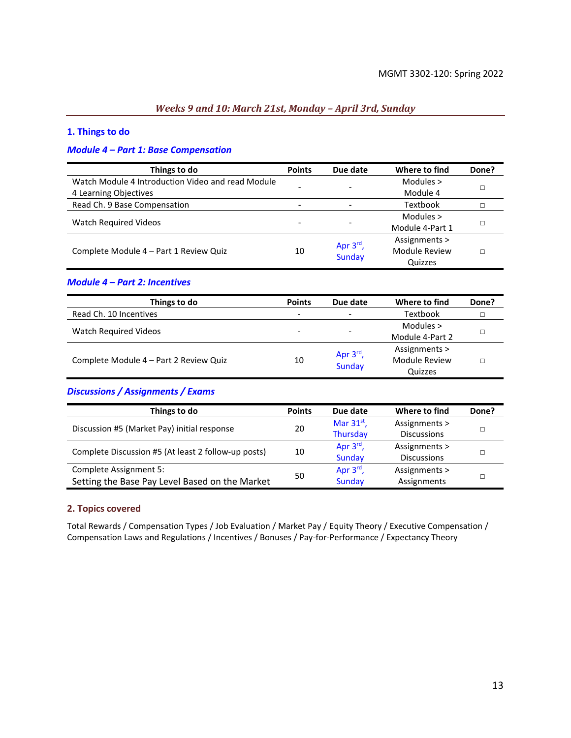## *Weeks 9 and 10: March 21st, Monday – April 3rd, Sunday*

### 1. Things to do

#### *Module 4 – Part 1: Base Compensation*

| Things to do | Points | Due date | Where to find | Done? |
|---|---|---|---|---|
| Watch Module 4 Introduction Video and read Module 4 Learning Objectives | - | - | Modules > Module 4 | □ |
| Read Ch. 9 Base Compensation | - | - | Textbook | □ |
| Watch Required Videos | - | - | Modules > Module 4-Part 1 | □ |
| Complete Module 4 – Part 1 Review Quiz | 10 | Apr 3rd, Sunday | Assignments > Module Review Quizzes | □ |

#### *Module 4 – Part 2: Incentives*

| Things to do | Points | Due date | Where to find | Done? |
|---|---|---|---|---|
| Read Ch. 10 Incentives | - | - | Textbook | □ |
| Watch Required Videos | - | - | Modules > Module 4-Part 2 | □ |
| Complete Module 4 – Part 2 Review Quiz | 10 | Apr 3rd, Sunday | Assignments > Module Review Quizzes | □ |

#### *Discussions / Assignments / Exams*

| Things to do | Points | Due date | Where to find | Done? |
|---|---|---|---|---|
| Discussion #5 (Market Pay) initial response | 20 | Mar 31st, Thursday | Assignments > Discussions | □ |
| Complete Discussion #5 (At least 2 follow-up posts) | 10 | Apr 3rd, Sunday | Assignments > Discussions | □ |
| Complete Assignment 5: Setting the Base Pay Level Based on the Market | 50 | Apr 3rd, Sunday | Assignments > Assignments | □ |

### 2. Topics covered

Total Rewards / Compensation Types / Job Evaluation / Market Pay / Equity Theory / Executive Compensation / Compensation Laws and Regulations / Incentives / Bonuses / Pay-for-Performance / Expectancy Theory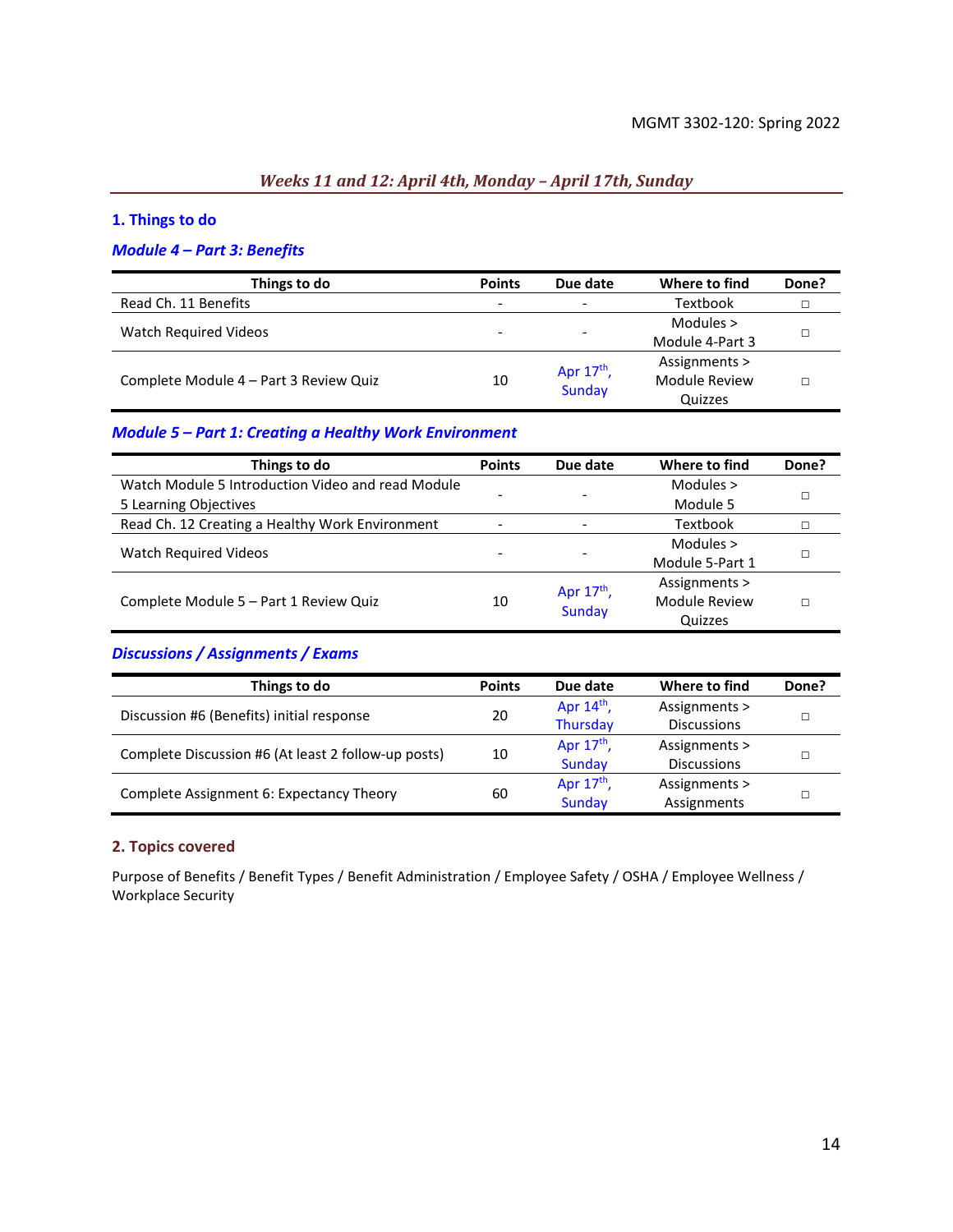## *Weeks 11 and 12: April 4th, Monday – April 17th, Sunday*

### 1. Things to do

#### *Module 4 – Part 3: Benefits*

| Things to do | Points | Due date | Where to find | Done? |
|---|---|---|---|---|
| Read Ch. 11 Benefits | - | - | Textbook | □ |
| Watch Required Videos | - | - | Modules > Module 4-Part 3 | □ |
| Complete Module 4 – Part 3 Review Quiz | 10 | Apr 17th, Sunday | Assignments > Module Review Quizzes | □ |

#### *Module 5 – Part 1: Creating a Healthy Work Environment*

| Things to do | Points | Due date | Where to find | Done? |
|---|---|---|---|---|
| Watch Module 5 Introduction Video and read Module 5 Learning Objectives | - | - | Modules > Module 5 | □ |
| Read Ch. 12 Creating a Healthy Work Environment | - | - | Textbook | □ |
| Watch Required Videos | - | - | Modules > Module 5-Part 1 | □ |
| Complete Module 5 – Part 1 Review Quiz | 10 | Apr 17th, Sunday | Assignments > Module Review Quizzes | □ |

#### *Discussions / Assignments / Exams*

| Things to do | Points | Due date | Where to find | Done? |
|---|---|---|---|---|
| Discussion #6 (Benefits) initial response | 20 | Apr 14th, Thursday | Assignments > Discussions | □ |
| Complete Discussion #6 (At least 2 follow-up posts) | 10 | Apr 17th, Sunday | Assignments > Discussions | □ |
| Complete Assignment 6: Expectancy Theory | 60 | Apr 17th, Sunday | Assignments > Assignments | □ |

### 2. Topics covered

Purpose of Benefits / Benefit Types / Benefit Administration / Employee Safety / OSHA / Employee Wellness / Workplace Security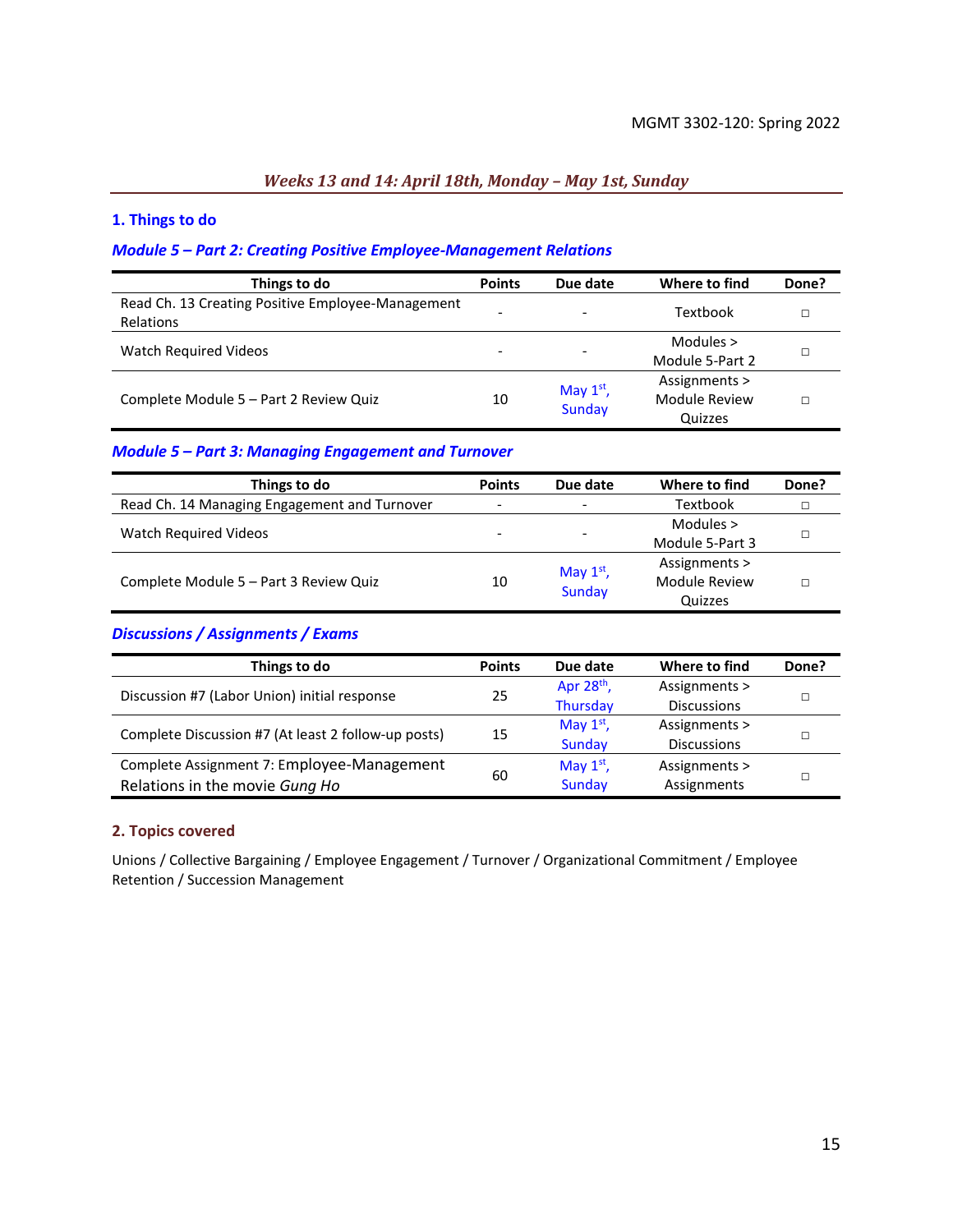*Weeks 13 and 14: April 18th, Monday – May 1st, Sunday*

## 1. Things to do

### *Module 5 – Part 2: Creating Positive Employee-Management Relations*

| Things to do | Points | Due date | Where to find | Done? |
|---|---|---|---|---|
| Read Ch. 13 Creating Positive Employee-Management Relations | - | - | Textbook | □ |
| Watch Required Videos | - | - | Modules > Module 5-Part 2 | □ |
| Complete Module 5 – Part 2 Review Quiz | 10 | May 1st, Sunday | Assignments > Module Review Quizzes | □ |

### *Module 5 – Part 3: Managing Engagement and Turnover*

| Things to do | Points | Due date | Where to find | Done? |
|---|---|---|---|---|
| Read Ch. 14 Managing Engagement and Turnover | - | - | Textbook | □ |
| Watch Required Videos | - | - | Modules > Module 5-Part 3 | □ |
| Complete Module 5 – Part 3 Review Quiz | 10 | May 1st, Sunday | Assignments > Module Review Quizzes | □ |

### *Discussions / Assignments / Exams*

| Things to do | Points | Due date | Where to find | Done? |
|---|---|---|---|---|
| Discussion #7 (Labor Union) initial response | 25 | Apr 28th, Thursday | Assignments > Discussions | □ |
| Complete Discussion #7 (At least 2 follow-up posts) | 15 | May 1st, Sunday | Assignments > Discussions | □ |
| Complete Assignment 7: Employee-Management Relations in the movie *Gung Ho* | 60 | May 1st, Sunday | Assignments > Assignments | □ |

## 2. Topics covered

Unions / Collective Bargaining / Employee Engagement / Turnover / Organizational Commitment / Employee Retention / Succession Management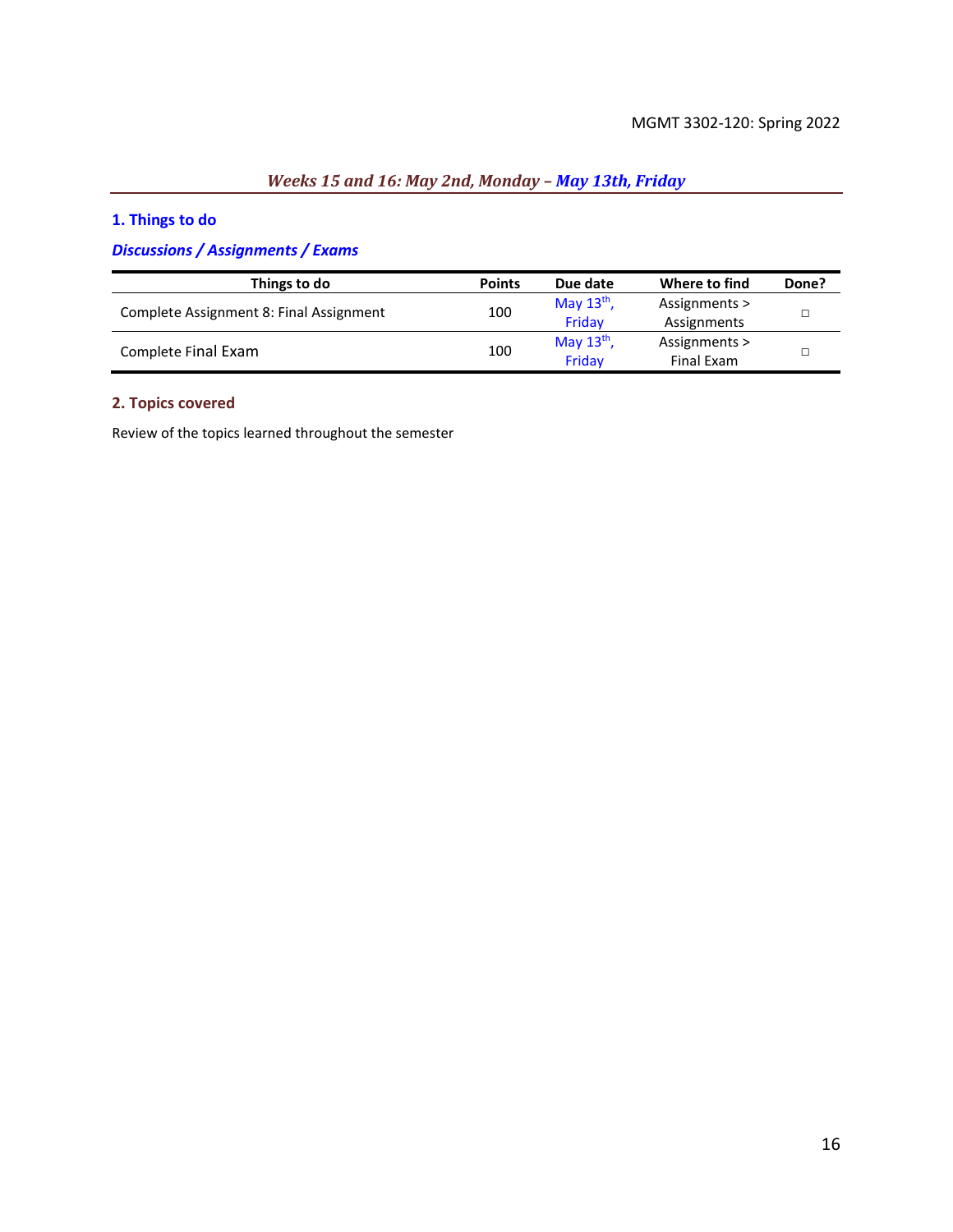## *Weeks 15 and 16: May 2nd, Monday – May 13th, Friday*

### 1. Things to do

#### *Discussions / Assignments / Exams*

| Things to do | Points | Due date | Where to find | Done? |
|---|---|---|---|---|
| Complete Assignment 8: Final Assignment | 100 | May 13th, Friday | Assignments > Assignments | □ |
| Complete Final Exam | 100 | May 13th, Friday | Assignments > Final Exam | □ |

### 2. Topics covered

Review of the topics learned throughout the semester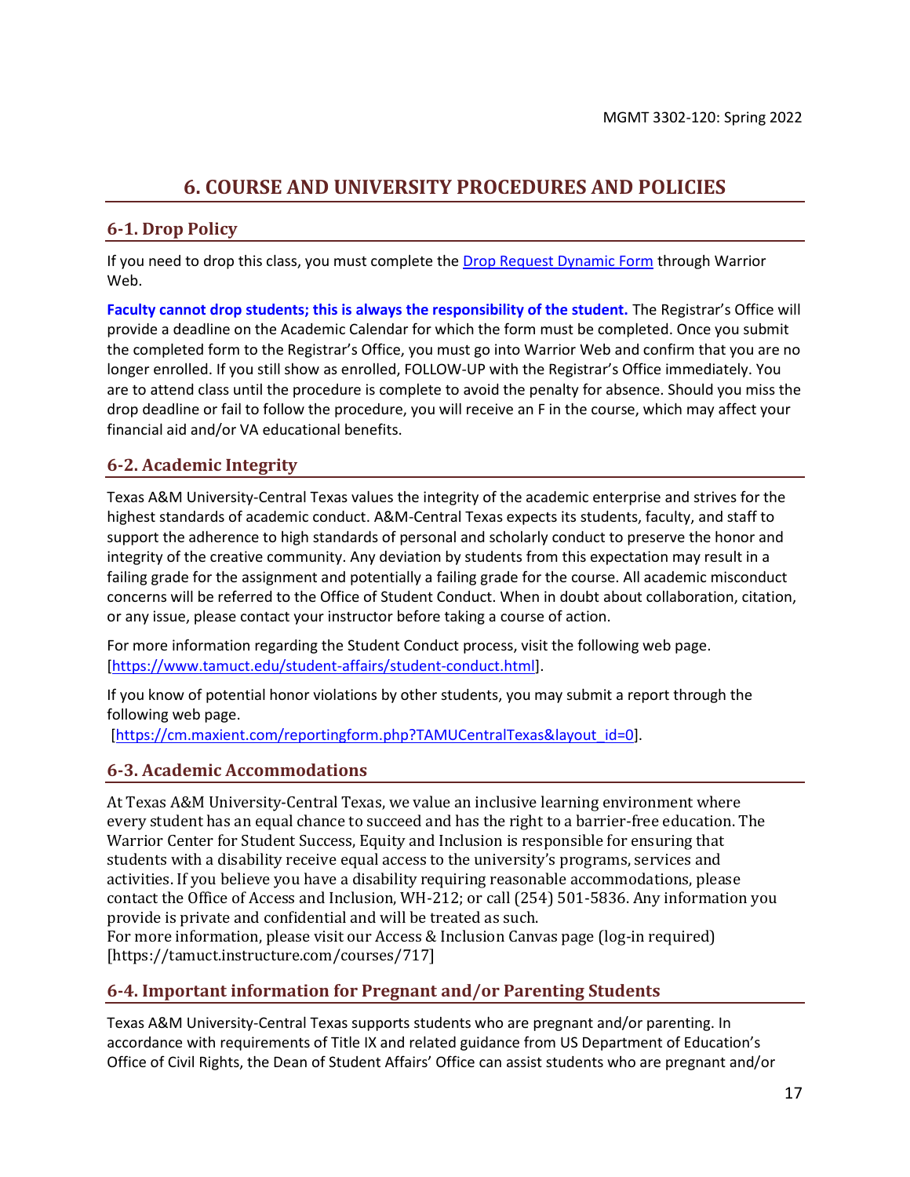# 6. COURSE AND UNIVERSITY PROCEDURES AND POLICIES

## 6-1. Drop Policy

If you need to drop this class, you must complete the [Drop Request Dynamic Form](#) through Warrior Web.

**Faculty cannot drop students; this is always the responsibility of the student.** The Registrar's Office will provide a deadline on the Academic Calendar for which the form must be completed. Once you submit the completed form to the Registrar's Office, you must go into Warrior Web and confirm that you are no longer enrolled. If you still show as enrolled, FOLLOW-UP with the Registrar's Office immediately. You are to attend class until the procedure is complete to avoid the penalty for absence. Should you miss the drop deadline or fail to follow the procedure, you will receive an F in the course, which may affect your financial aid and/or VA educational benefits.

## 6-2. Academic Integrity

Texas A&M University-Central Texas values the integrity of the academic enterprise and strives for the highest standards of academic conduct. A&M-Central Texas expects its students, faculty, and staff to support the adherence to high standards of personal and scholarly conduct to preserve the honor and integrity of the creative community. Any deviation by students from this expectation may result in a failing grade for the assignment and potentially a failing grade for the course. All academic misconduct concerns will be referred to the Office of Student Conduct. When in doubt about collaboration, citation, or any issue, please contact your instructor before taking a course of action.

For more information regarding the Student Conduct process, visit the following web page. [https://www.tamuct.edu/student-affairs/student-conduct.html].

If you know of potential honor violations by other students, you may submit a report through the following web page.
[https://cm.maxient.com/reportingform.php?TAMUCentralTexas&layout_id=0].

## 6-3. Academic Accommodations

At Texas A&M University-Central Texas, we value an inclusive learning environment where every student has an equal chance to succeed and has the right to a barrier-free education. The Warrior Center for Student Success, Equity and Inclusion is responsible for ensuring that students with a disability receive equal access to the university's programs, services and activities. If you believe you have a disability requiring reasonable accommodations, please contact the Office of Access and Inclusion, WH-212; or call (254) 501-5836. Any information you provide is private and confidential and will be treated as such.
For more information, please visit our Access & Inclusion Canvas page (log-in required) [https://tamuct.instructure.com/courses/717]

## 6-4. Important information for Pregnant and/or Parenting Students

Texas A&M University-Central Texas supports students who are pregnant and/or parenting. In accordance with requirements of Title IX and related guidance from US Department of Education's Office of Civil Rights, the Dean of Student Affairs' Office can assist students who are pregnant and/or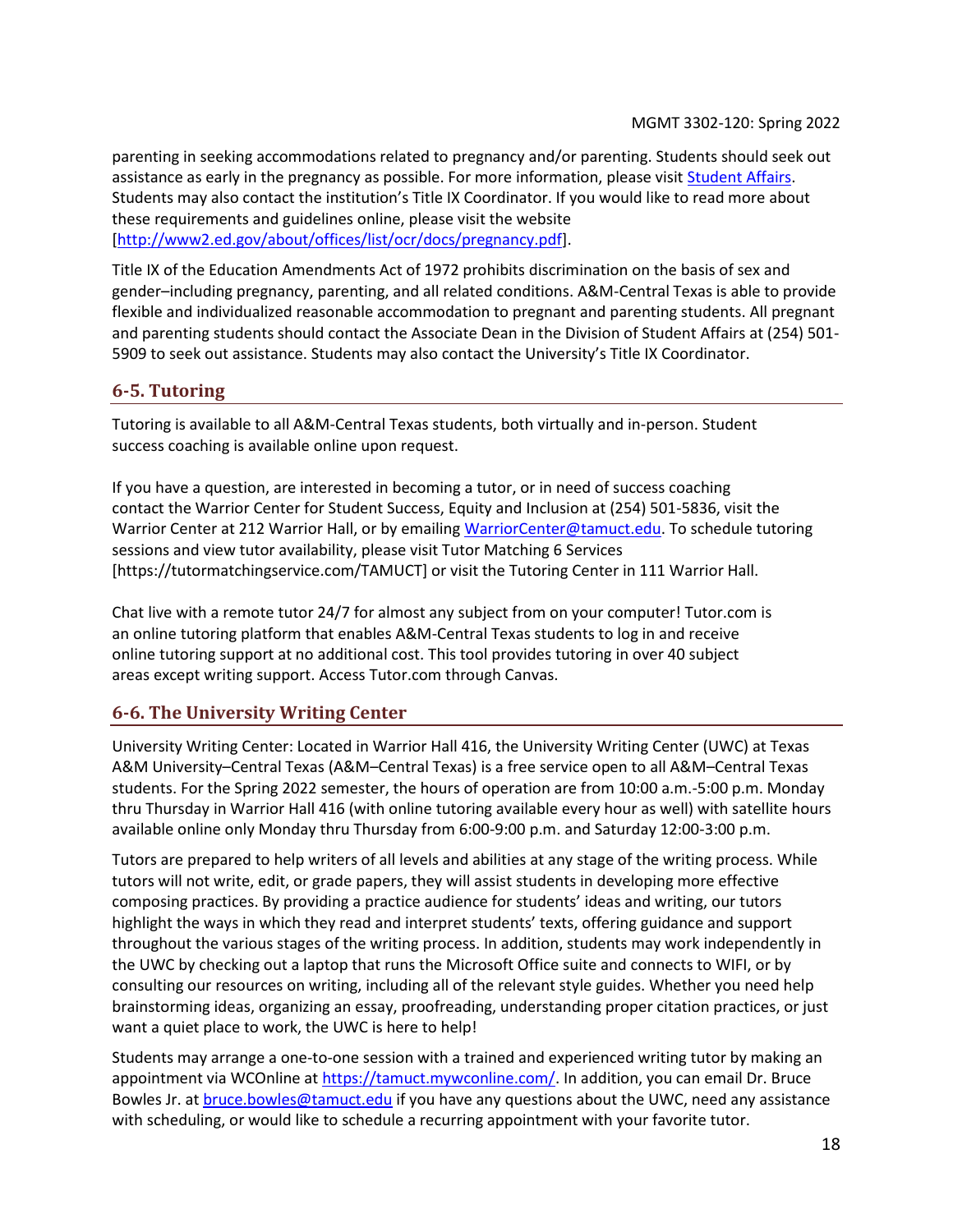parenting in seeking accommodations related to pregnancy and/or parenting. Students should seek out assistance as early in the pregnancy as possible. For more information, please visit [Student Affairs](). Students may also contact the institution's Title IX Coordinator. If you would like to read more about these requirements and guidelines online, please visit the website [http://www2.ed.gov/about/offices/list/ocr/docs/pregnancy.pdf].

Title IX of the Education Amendments Act of 1972 prohibits discrimination on the basis of sex and gender–including pregnancy, parenting, and all related conditions. A&M-Central Texas is able to provide flexible and individualized reasonable accommodation to pregnant and parenting students. All pregnant and parenting students should contact the Associate Dean in the Division of Student Affairs at (254) 501-5909 to seek out assistance. Students may also contact the University's Title IX Coordinator.

## 6-5. Tutoring

Tutoring is available to all A&M-Central Texas students, both virtually and in-person. Student success coaching is available online upon request.

If you have a question, are interested in becoming a tutor, or in need of success coaching contact the Warrior Center for Student Success, Equity and Inclusion at (254) 501-5836, visit the Warrior Center at 212 Warrior Hall, or by emailing WarriorCenter@tamuct.edu. To schedule tutoring sessions and view tutor availability, please visit Tutor Matching 6 Services [https://tutormatchingservice.com/TAMUCT] or visit the Tutoring Center in 111 Warrior Hall.

Chat live with a remote tutor 24/7 for almost any subject from on your computer! Tutor.com is an online tutoring platform that enables A&M-Central Texas students to log in and receive online tutoring support at no additional cost. This tool provides tutoring in over 40 subject areas except writing support. Access Tutor.com through Canvas.

## 6-6. The University Writing Center

University Writing Center: Located in Warrior Hall 416, the University Writing Center (UWC) at Texas A&M University–Central Texas (A&M–Central Texas) is a free service open to all A&M–Central Texas students. For the Spring 2022 semester, the hours of operation are from 10:00 a.m.-5:00 p.m. Monday thru Thursday in Warrior Hall 416 (with online tutoring available every hour as well) with satellite hours available online only Monday thru Thursday from 6:00-9:00 p.m. and Saturday 12:00-3:00 p.m.

Tutors are prepared to help writers of all levels and abilities at any stage of the writing process. While tutors will not write, edit, or grade papers, they will assist students in developing more effective composing practices. By providing a practice audience for students' ideas and writing, our tutors highlight the ways in which they read and interpret students' texts, offering guidance and support throughout the various stages of the writing process. In addition, students may work independently in the UWC by checking out a laptop that runs the Microsoft Office suite and connects to WIFI, or by consulting our resources on writing, including all of the relevant style guides. Whether you need help brainstorming ideas, organizing an essay, proofreading, understanding proper citation practices, or just want a quiet place to work, the UWC is here to help!

Students may arrange a one-to-one session with a trained and experienced writing tutor by making an appointment via WCOnline at https://tamuct.mywconline.com/. In addition, you can email Dr. Bruce Bowles Jr. at bruce.bowles@tamuct.edu if you have any questions about the UWC, need any assistance with scheduling, or would like to schedule a recurring appointment with your favorite tutor.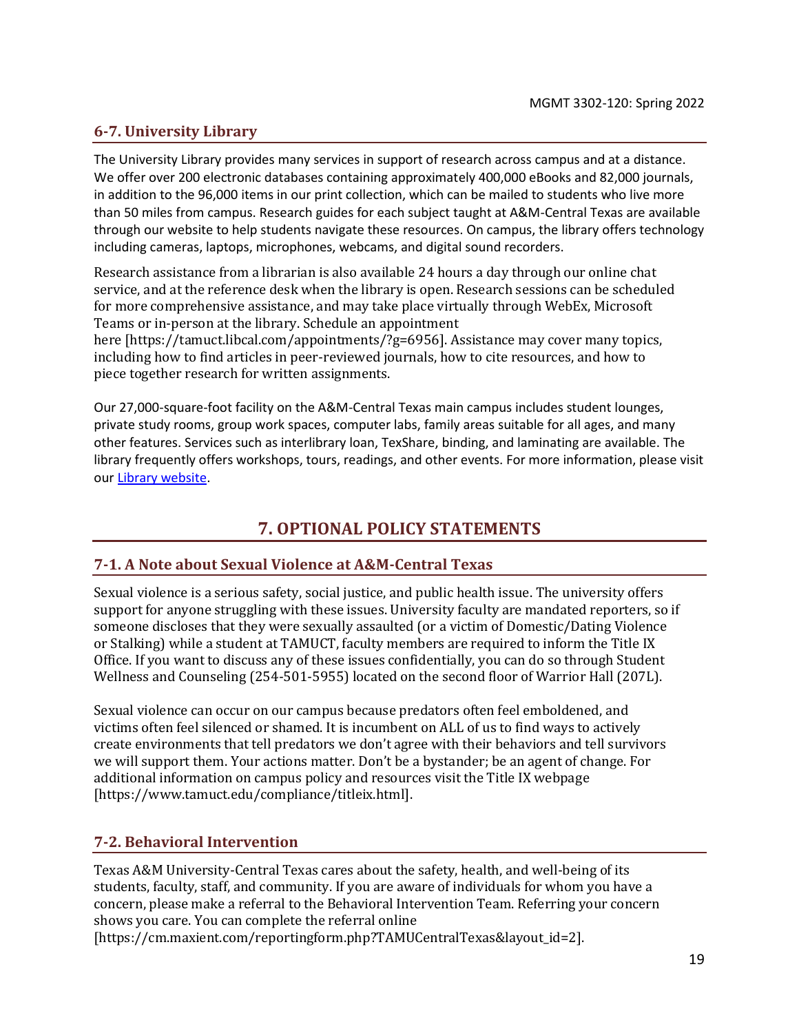### 6-7. University Library

The University Library provides many services in support of research across campus and at a distance. We offer over 200 electronic databases containing approximately 400,000 eBooks and 82,000 journals, in addition to the 96,000 items in our print collection, which can be mailed to students who live more than 50 miles from campus. Research guides for each subject taught at A&M-Central Texas are available through our website to help students navigate these resources. On campus, the library offers technology including cameras, laptops, microphones, webcams, and digital sound recorders.

Research assistance from a librarian is also available 24 hours a day through our online chat service, and at the reference desk when the library is open. Research sessions can be scheduled for more comprehensive assistance, and may take place virtually through WebEx, Microsoft Teams or in-person at the library. Schedule an appointment here [https://tamuct.libcal.com/appointments/?g=6956]. Assistance may cover many topics, including how to find articles in peer-reviewed journals, how to cite resources, and how to piece together research for written assignments.

Our 27,000-square-foot facility on the A&M-Central Texas main campus includes student lounges, private study rooms, group work spaces, computer labs, family areas suitable for all ages, and many other features. Services such as interlibrary loan, TexShare, binding, and laminating are available. The library frequently offers workshops, tours, readings, and other events. For more information, please visit our Library website.

## 7. OPTIONAL POLICY STATEMENTS

### 7-1. A Note about Sexual Violence at A&M-Central Texas

Sexual violence is a serious safety, social justice, and public health issue. The university offers support for anyone struggling with these issues. University faculty are mandated reporters, so if someone discloses that they were sexually assaulted (or a victim of Domestic/Dating Violence or Stalking) while a student at TAMUCT, faculty members are required to inform the Title IX Office. If you want to discuss any of these issues confidentially, you can do so through Student Wellness and Counseling (254-501-5955) located on the second floor of Warrior Hall (207L).

Sexual violence can occur on our campus because predators often feel emboldened, and victims often feel silenced or shamed. It is incumbent on ALL of us to find ways to actively create environments that tell predators we don't agree with their behaviors and tell survivors we will support them. Your actions matter. Don't be a bystander; be an agent of change. For additional information on campus policy and resources visit the Title IX webpage [https://www.tamuct.edu/compliance/titleix.html].

### 7-2. Behavioral Intervention

Texas A&M University-Central Texas cares about the safety, health, and well-being of its students, faculty, staff, and community. If you are aware of individuals for whom you have a concern, please make a referral to the Behavioral Intervention Team. Referring your concern shows you care. You can complete the referral online [https://cm.maxient.com/reportingform.php?TAMUCentralTexas&layout_id=2].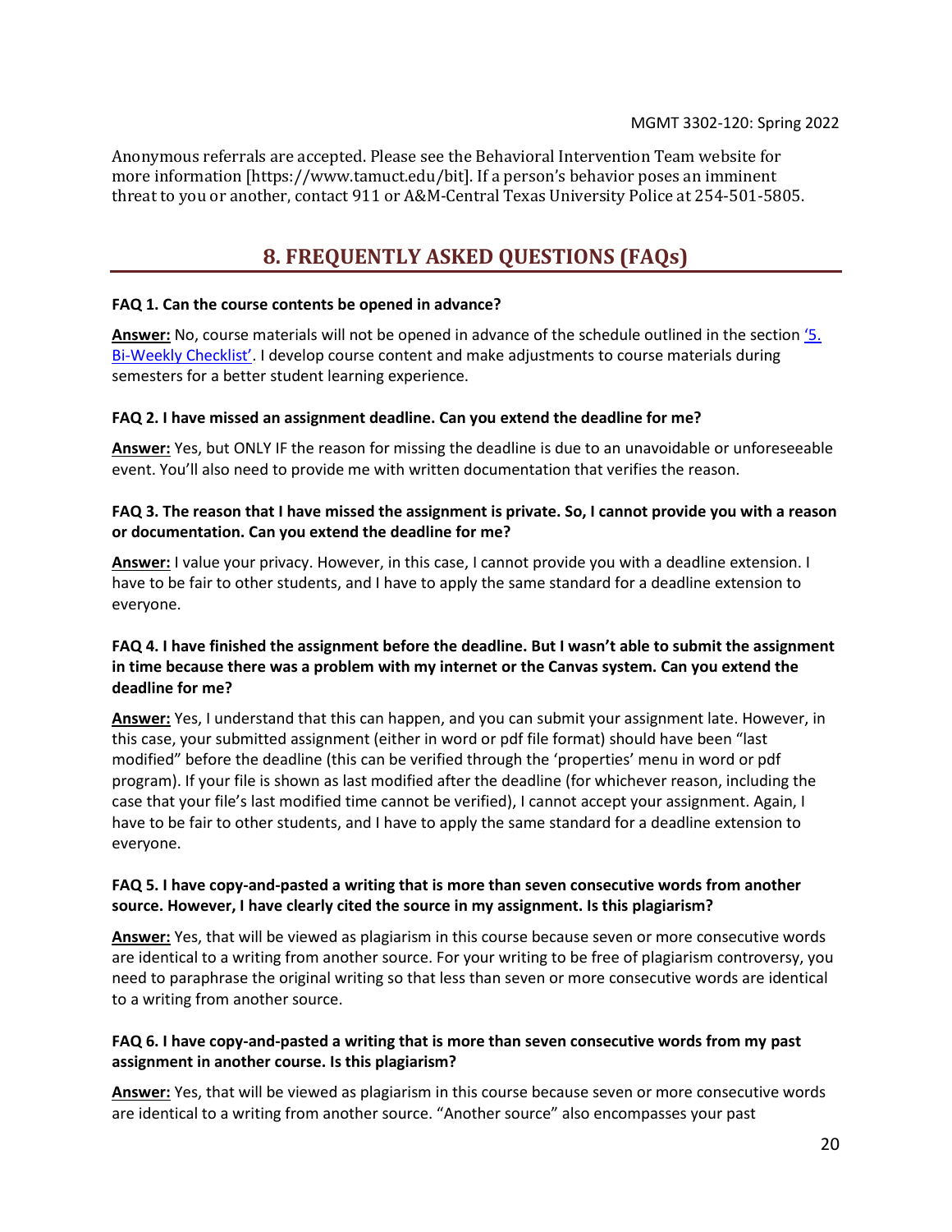Anonymous referrals are accepted. Please see the Behavioral Intervention Team website for more information [https://www.tamuct.edu/bit]. If a person's behavior poses an imminent threat to you or another, contact 911 or A&M-Central Texas University Police at 254-501-5805.

## 8. FREQUENTLY ASKED QUESTIONS (FAQs)

**FAQ 1. Can the course contents be opened in advance?**

**Answer:** No, course materials will not be opened in advance of the schedule outlined in the section '5. Bi-Weekly Checklist'. I develop course content and make adjustments to course materials during semesters for a better student learning experience.

**FAQ 2. I have missed an assignment deadline. Can you extend the deadline for me?**

**Answer:** Yes, but ONLY IF the reason for missing the deadline is due to an unavoidable or unforeseeable event. You'll also need to provide me with written documentation that verifies the reason.

**FAQ 3. The reason that I have missed the assignment is private. So, I cannot provide you with a reason or documentation. Can you extend the deadline for me?**

**Answer:** I value your privacy. However, in this case, I cannot provide you with a deadline extension. I have to be fair to other students, and I have to apply the same standard for a deadline extension to everyone.

**FAQ 4. I have finished the assignment before the deadline. But I wasn't able to submit the assignment in time because there was a problem with my internet or the Canvas system. Can you extend the deadline for me?**

**Answer:** Yes, I understand that this can happen, and you can submit your assignment late. However, in this case, your submitted assignment (either in word or pdf file format) should have been "last modified" before the deadline (this can be verified through the 'properties' menu in word or pdf program). If your file is shown as last modified after the deadline (for whichever reason, including the case that your file's last modified time cannot be verified), I cannot accept your assignment. Again, I have to be fair to other students, and I have to apply the same standard for a deadline extension to everyone.

**FAQ 5. I have copy-and-pasted a writing that is more than seven consecutive words from another source. However, I have clearly cited the source in my assignment. Is this plagiarism?**

**Answer:** Yes, that will be viewed as plagiarism in this course because seven or more consecutive words are identical to a writing from another source. For your writing to be free of plagiarism controversy, you need to paraphrase the original writing so that less than seven or more consecutive words are identical to a writing from another source.

**FAQ 6. I have copy-and-pasted a writing that is more than seven consecutive words from my past assignment in another course. Is this plagiarism?**

**Answer:** Yes, that will be viewed as plagiarism in this course because seven or more consecutive words are identical to a writing from another source. "Another source" also encompasses your past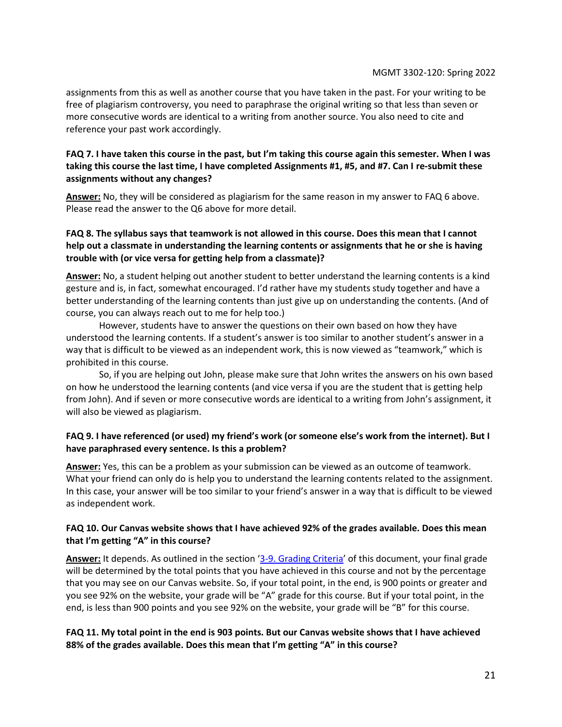assignments from this as well as another course that you have taken in the past. For your writing to be free of plagiarism controversy, you need to paraphrase the original writing so that less than seven or more consecutive words are identical to a writing from another source. You also need to cite and reference your past work accordingly.

**FAQ 7. I have taken this course in the past, but I'm taking this course again this semester. When I was taking this course the last time, I have completed Assignments #1, #5, and #7. Can I re-submit these assignments without any changes?**

**Answer:** No, they will be considered as plagiarism for the same reason in my answer to FAQ 6 above. Please read the answer to the Q6 above for more detail.

**FAQ 8. The syllabus says that teamwork is not allowed in this course. Does this mean that I cannot help out a classmate in understanding the learning contents or assignments that he or she is having trouble with (or vice versa for getting help from a classmate)?**

**Answer:** No, a student helping out another student to better understand the learning contents is a kind gesture and is, in fact, somewhat encouraged. I'd rather have my students study together and have a better understanding of the learning contents than just give up on understanding the contents. (And of course, you can always reach out to me for help too.)

However, students have to answer the questions on their own based on how they have understood the learning contents. If a student's answer is too similar to another student's answer in a way that is difficult to be viewed as an independent work, this is now viewed as "teamwork," which is prohibited in this course.

So, if you are helping out John, please make sure that John writes the answers on his own based on how he understood the learning contents (and vice versa if you are the student that is getting help from John). And if seven or more consecutive words are identical to a writing from John's assignment, it will also be viewed as plagiarism.

**FAQ 9. I have referenced (or used) my friend's work (or someone else's work from the internet). But I have paraphrased every sentence. Is this a problem?**

**Answer:** Yes, this can be a problem as your submission can be viewed as an outcome of teamwork. What your friend can only do is help you to understand the learning contents related to the assignment. In this case, your answer will be too similar to your friend's answer in a way that is difficult to be viewed as independent work.

**FAQ 10. Our Canvas website shows that I have achieved 92% of the grades available. Does this mean that I'm getting "A" in this course?**

**Answer:** It depends. As outlined in the section '3-9. Grading Criteria' of this document, your final grade will be determined by the total points that you have achieved in this course and not by the percentage that you may see on our Canvas website. So, if your total point, in the end, is 900 points or greater and you see 92% on the website, your grade will be "A" grade for this course. But if your total point, in the end, is less than 900 points and you see 92% on the website, your grade will be "B" for this course.

**FAQ 11. My total point in the end is 903 points. But our Canvas website shows that I have achieved 88% of the grades available. Does this mean that I'm getting "A" in this course?**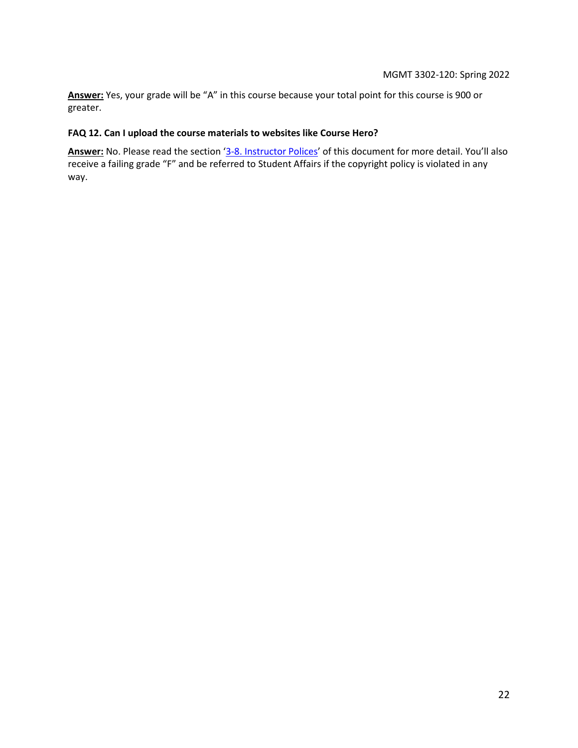**Answer:** Yes, your grade will be "A" in this course because your total point for this course is 900 or greater.

**FAQ 12. Can I upload the course materials to websites like Course Hero?**

**Answer:** No. Please read the section '3-8. Instructor Polices' of this document for more detail. You'll also receive a failing grade "F" and be referred to Student Affairs if the copyright policy is violated in any way.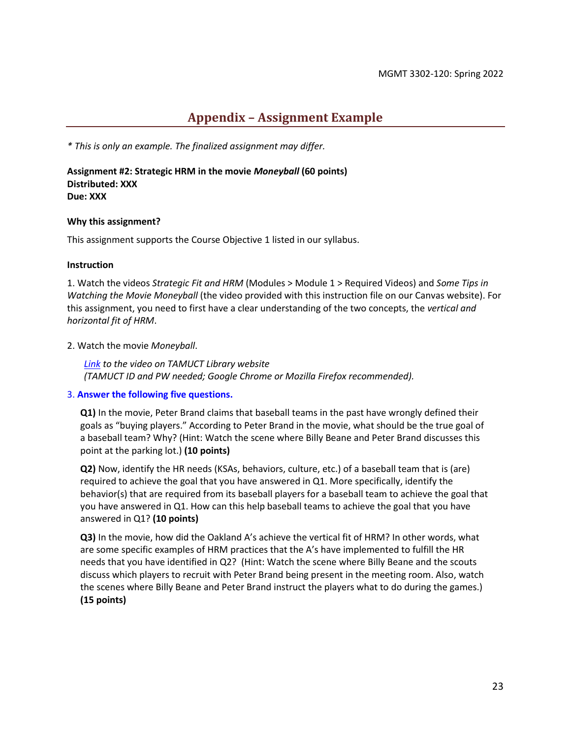## Appendix – Assignment Example

*\* This is only an example. The finalized assignment may differ.*

**Assignment #2: Strategic HRM in the movie *Moneyball* (60 points)**
**Distributed: XXX**
**Due: XXX**

**Why this assignment?**

This assignment supports the Course Objective 1 listed in our syllabus.

**Instruction**

1. Watch the videos *Strategic Fit and HRM* (Modules > Module 1 > Required Videos) and *Some Tips in Watching the Movie Moneyball* (the video provided with this instruction file on our Canvas website). For this assignment, you need to first have a clear understanding of the two concepts, the *vertical and horizontal fit of HRM*.

2. Watch the movie *Moneyball*.

   *Link to the video on TAMUCT Library website*
   *(TAMUCT ID and PW needed; Google Chrome or Mozilla Firefox recommended).*

3. **Answer the following five questions.**

   **Q1)** In the movie, Peter Brand claims that baseball teams in the past have wrongly defined their goals as "buying players." According to Peter Brand in the movie, what should be the true goal of a baseball team? Why? (Hint: Watch the scene where Billy Beane and Peter Brand discusses this point at the parking lot.) **(10 points)**

   **Q2)** Now, identify the HR needs (KSAs, behaviors, culture, etc.) of a baseball team that is (are) required to achieve the goal that you have answered in Q1. More specifically, identify the behavior(s) that are required from its baseball players for a baseball team to achieve the goal that you have answered in Q1. How can this help baseball teams to achieve the goal that you have answered in Q1? **(10 points)**

   **Q3)** In the movie, how did the Oakland A's achieve the vertical fit of HRM? In other words, what are some specific examples of HRM practices that the A's have implemented to fulfill the HR needs that you have identified in Q2? (Hint: Watch the scene where Billy Beane and the scouts discuss which players to recruit with Peter Brand being present in the meeting room. Also, watch the scenes where Billy Beane and Peter Brand instruct the players what to do during the games.) **(15 points)**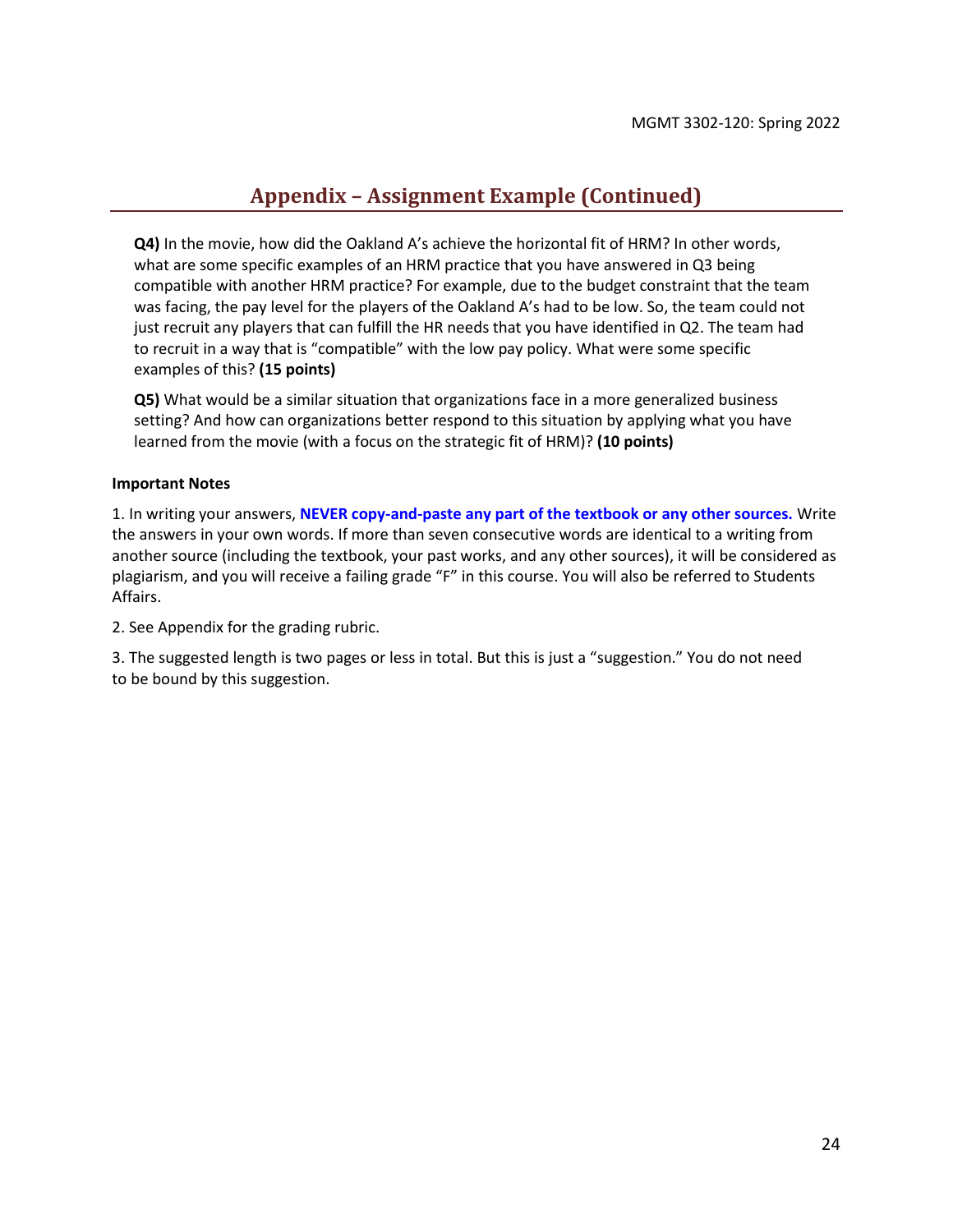## Appendix – Assignment Example (Continued)

**Q4)** In the movie, how did the Oakland A's achieve the horizontal fit of HRM? In other words, what are some specific examples of an HRM practice that you have answered in Q3 being compatible with another HRM practice? For example, due to the budget constraint that the team was facing, the pay level for the players of the Oakland A's had to be low. So, the team could not just recruit any players that can fulfill the HR needs that you have identified in Q2. The team had to recruit in a way that is "compatible" with the low pay policy. What were some specific examples of this? **(15 points)**

**Q5)** What would be a similar situation that organizations face in a more generalized business setting? And how can organizations better respond to this situation by applying what you have learned from the movie (with a focus on the strategic fit of HRM)? **(10 points)**

**Important Notes**

1. In writing your answers, **NEVER copy-and-paste any part of the textbook or any other sources.** Write the answers in your own words. If more than seven consecutive words are identical to a writing from another source (including the textbook, your past works, and any other sources), it will be considered as plagiarism, and you will receive a failing grade "F" in this course. You will also be referred to Students Affairs.

2. See Appendix for the grading rubric.

3. The suggested length is two pages or less in total. But this is just a "suggestion." You do not need to be bound by this suggestion.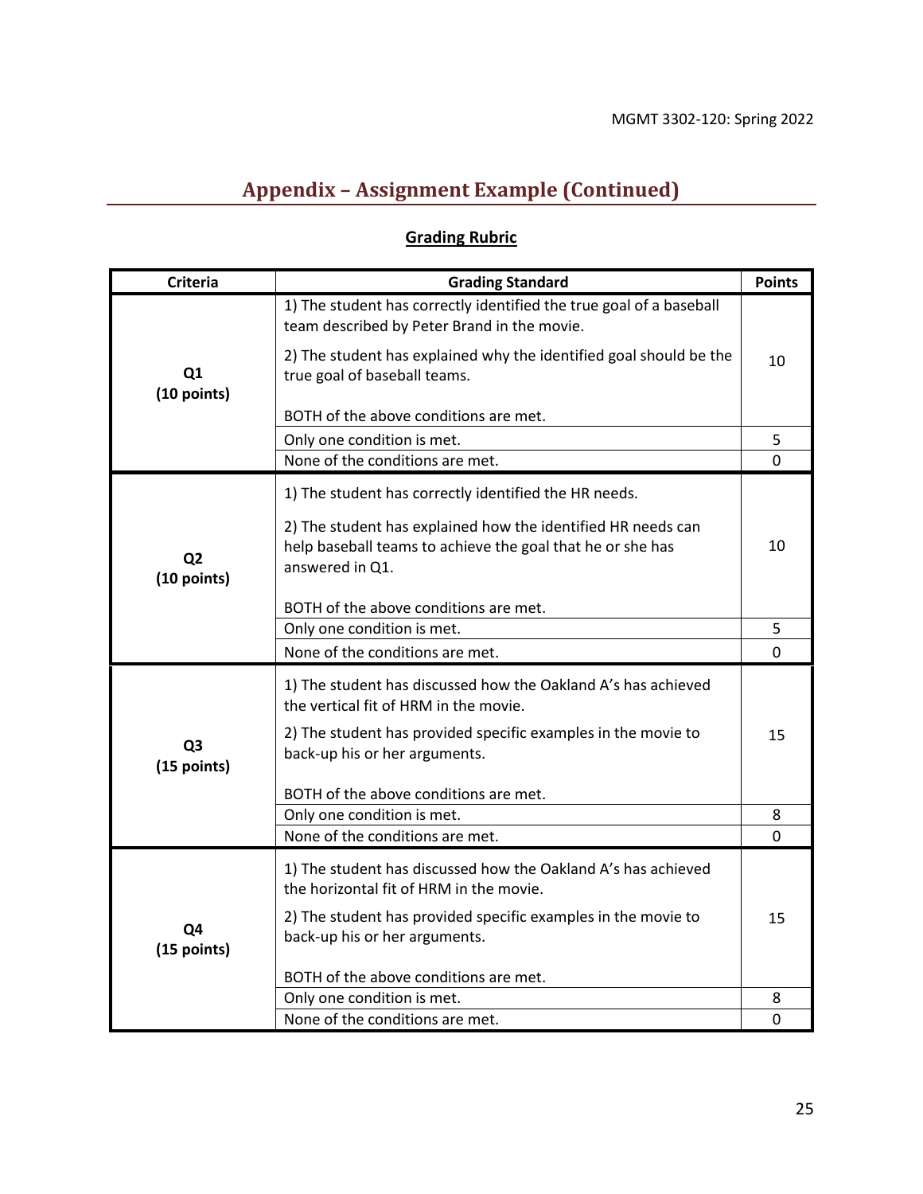## Appendix – Assignment Example (Continued)

**Grading Rubric**

| Criteria | Grading Standard | Points |
|---|---|---|
| **Q1 (10 points)** | 1) The student has correctly identified the true goal of a baseball team described by Peter Brand in the movie.<br><br>2) The student has explained why the identified goal should be the true goal of baseball teams.<br><br>BOTH of the above conditions are met. | 10 |
| | Only one condition is met. | 5 |
| | None of the conditions are met. | 0 |
| **Q2 (10 points)** | 1) The student has correctly identified the HR needs.<br><br>2) The student has explained how the identified HR needs can help baseball teams to achieve the goal that he or she has answered in Q1.<br><br>BOTH of the above conditions are met. | 10 |
| | Only one condition is met. | 5 |
| | None of the conditions are met. | 0 |
| **Q3 (15 points)** | 1) The student has discussed how the Oakland A's has achieved the vertical fit of HRM in the movie.<br><br>2) The student has provided specific examples in the movie to back-up his or her arguments.<br><br>BOTH of the above conditions are met. | 15 |
| | Only one condition is met. | 8 |
| | None of the conditions are met. | 0 |
| **Q4 (15 points)** | 1) The student has discussed how the Oakland A's has achieved the horizontal fit of HRM in the movie.<br><br>2) The student has provided specific examples in the movie to back-up his or her arguments.<br><br>BOTH of the above conditions are met. | 15 |
| | Only one condition is met. | 8 |
| | None of the conditions are met. | 0 |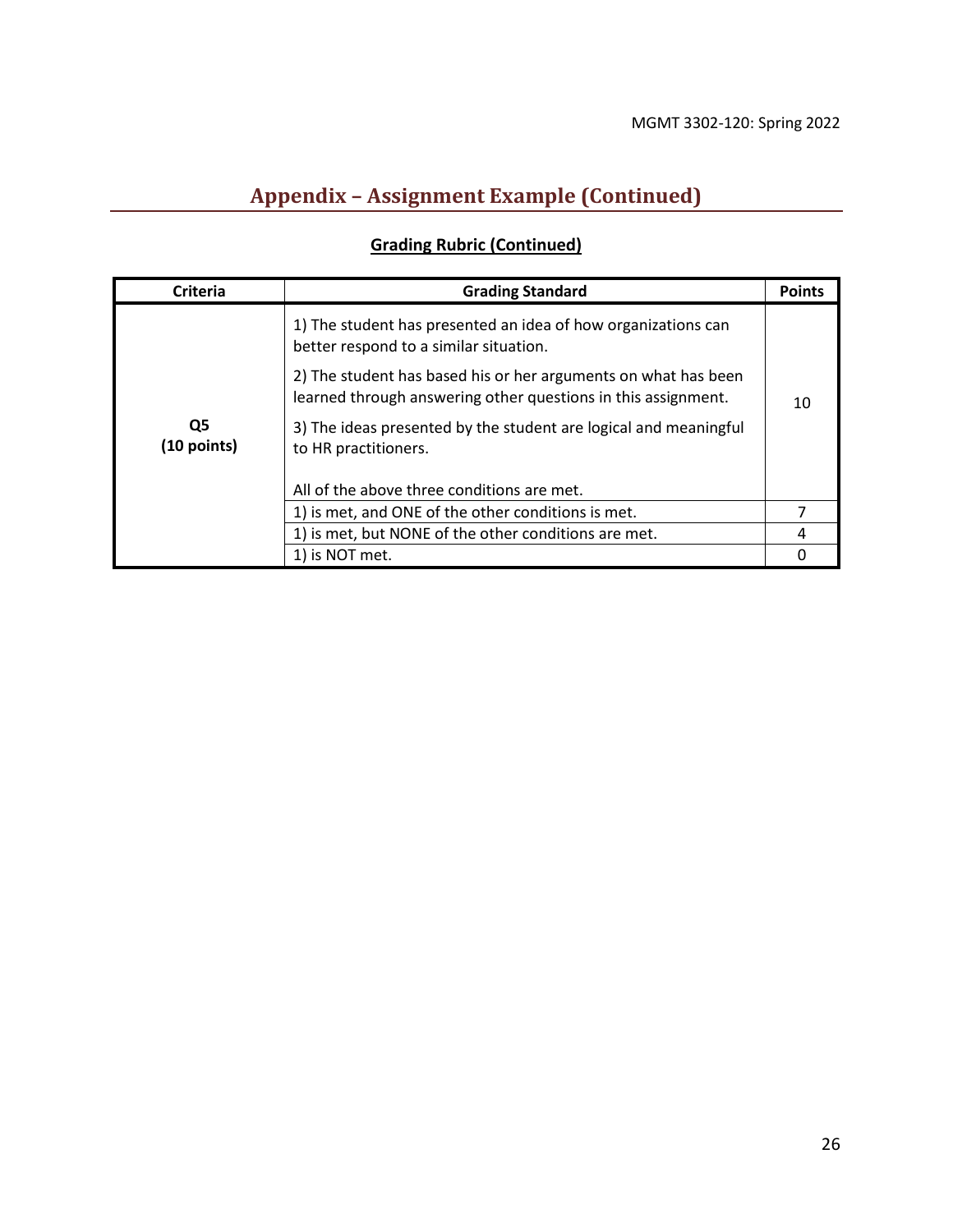## Appendix – Assignment Example (Continued)

**Grading Rubric (Continued)**

| Criteria | Grading Standard | Points |
|---|---|---|
| **Q5 (10 points)** | 1) The student has presented an idea of how organizations can better respond to a similar situation.<br>2) The student has based his or her arguments on what has been learned through answering other questions in this assignment.<br>3) The ideas presented by the student are logical and meaningful to HR practitioners.<br><br>All of the above three conditions are met. | 10 |
| | 1) is met, and ONE of the other conditions is met. | 7 |
| | 1) is met, but NONE of the other conditions are met. | 4 |
| | 1) is NOT met. | 0 |